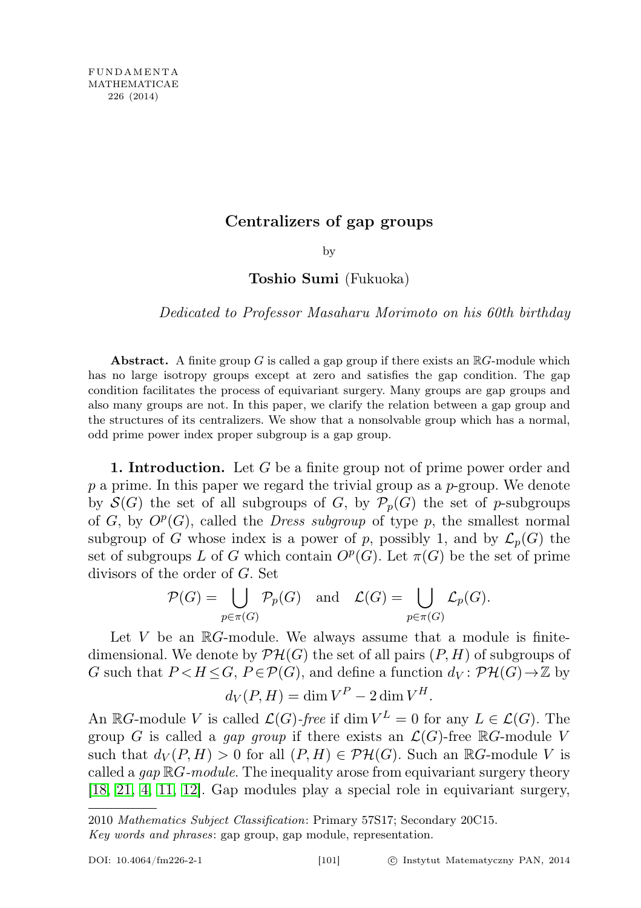# Centralizers of gap groups

by

**Toshio Sumi** (Fukuoka)

*Dedicated to Professor Masaharu Morimoto on his 60th birthday*

**Abstract.** A finite group $G$ is called a gap group if there exists an $\mathbb{R}G$-module which has no large isotropy groups except at zero and satisfies the gap condition. The gap condition facilitates the process of equivariant surgery. Many groups are gap groups and also many groups are not. In this paper, we clarify the relation between a gap group and the structures of its centralizers. We show that a nonsolvable group which has a normal, odd prime power index proper subgroup is a gap group.

**1. Introduction.** Let $G$ be a finite group not of prime power order and $p$ a prime. In this paper we regard the trivial group as a $p$-group. We denote by $\mathcal{S}(G)$ the set of all subgroups of $G$, by $\mathcal{P}_p(G)$ the set of $p$-subgroups of $G$, by $O^p(G)$, called the *Dress subgroup* of type $p$, the smallest normal subgroup of $G$ whose index is a power of $p$, possibly 1, and by $\mathcal{L}_p(G)$ the set of subgroups $L$ of $G$ which contain $O^p(G)$. Let $\pi(G)$ be the set of prime divisors of the order of $G$. Set

$$\mathcal{P}(G) = \bigcup_{p\in\pi(G)} \mathcal{P}_p(G) \quad \text{and} \quad \mathcal{L}(G) = \bigcup_{p\in\pi(G)} \mathcal{L}_p(G).$$

Let $V$ be an $\mathbb{R}G$-module. We always assume that a module is finite-dimensional. We denote by $\mathcal{PH}(G)$ the set of all pairs $(P, H)$ of subgroups of $G$ such that $P < H \leq G$, $P \in \mathcal{P}(G)$, and define a function $d_V : \mathcal{PH}(G) \to \mathbb{Z}$ by

$$d_V(P, H) = \dim V^P - 2 \dim V^H.$$

An $\mathbb{R}G$-module $V$ is called $\mathcal{L}(G)$*-free* if $\dim V^L = 0$ for any $L \in \mathcal{L}(G)$. The group $G$ is called a *gap group* if there exists an $\mathcal{L}(G)$-free $\mathbb{R}G$-module $V$ such that $d_V(P, H) > 0$ for all $(P, H) \in \mathcal{PH}(G)$. Such an $\mathbb{R}G$-module $V$ is called a *gap* $\mathbb{R}G$*-module*. The inequality arose from equivariant surgery theory [18, 21, 4, 11, 12]. Gap modules play a special role in equivariant surgery,

---

2010 *Mathematics Subject Classification*: Primary 57S17; Secondary 20C15.

*Key words and phrases*: gap group, gap module, representation.

DOI: 10.4064/fm226-2-1 © Instytut Matematyczny PAN, 2014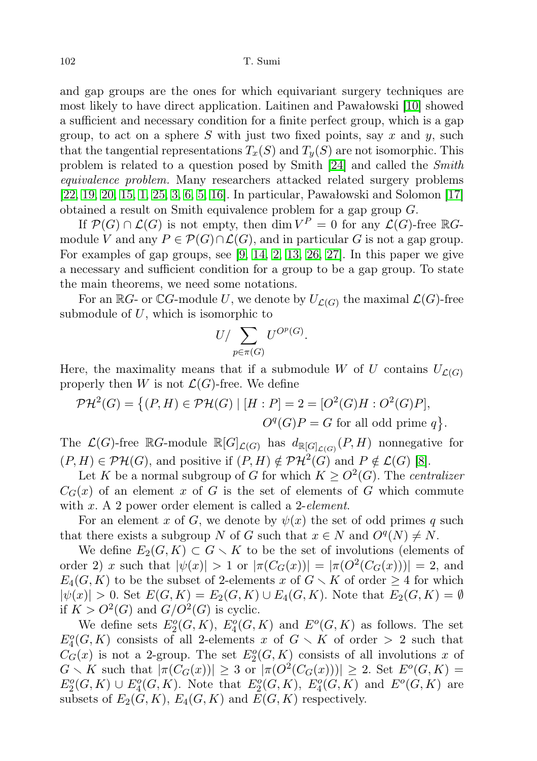and gap groups are the ones for which equivariant surgery techniques are most likely to have direct application. Laitinen and Pawałowski [10] showed a sufficient and necessary condition for a finite perfect group, which is a gap group, to act on a sphere $S$ with just two fixed points, say $x$ and $y$, such that the tangential representations $T_x(S)$ and $T_y(S)$ are not isomorphic. This problem is related to a question posed by Smith [24] and called the *Smith equivalence problem*. Many researchers attacked related surgery problems [22, 19, 20, 15, 1, 25, 3, 6, 5, 16]. In particular, Pawałowski and Solomon [17] obtained a result on Smith equivalence problem for a gap group $G$.

If $\mathcal{P}(G) \cap \mathcal{L}(G)$ is not empty, then $\dim V^P = 0$ for any $\mathcal{L}(G)$-free $\mathbb{R}G$-module $V$ and any $P \in \mathcal{P}(G) \cap \mathcal{L}(G)$, and in particular $G$ is not a gap group. For examples of gap groups, see [9, 14, 2, 13, 26, 27]. In this paper we give a necessary and sufficient condition for a group to be a gap group. To state the main theorems, we need some notations.

For an $\mathbb{R}G$- or $\mathbb{C}G$-module $U$, we denote by $U_{\mathcal{L}(G)}$ the maximal $\mathcal{L}(G)$-free submodule of $U$, which is isomorphic to

$$U / \sum_{p \in \pi(G)} U^{O^p(G)}.$$

Here, the maximality means that if a submodule $W$ of $U$ contains $U_{\mathcal{L}(G)}$ properly then $W$ is not $\mathcal{L}(G)$-free. We define

$$\mathcal{PH}^2(G) = \{(P,H) \in \mathcal{PH}(G) \mid [H:P] = 2 = [O^2(G)H : O^2(G)P], \\ O^q(G)P = G \text{ for all odd prime } q\}.$$

The $\mathcal{L}(G)$-free $\mathbb{R}G$-module $\mathbb{R}[G]_{\mathcal{L}(G)}$ has $d_{\mathbb{R}[G]_{\mathcal{L}(G)}}(P,H)$ nonnegative for $(P,H) \in \mathcal{PH}(G)$, and positive if $(P,H) \notin \mathcal{PH}^2(G)$ and $P \notin \mathcal{L}(G)$ [8].

Let $K$ be a normal subgroup of $G$ for which $K \geq O^2(G)$. The *centralizer* $C_G(x)$ of an element $x$ of $G$ is the set of elements of $G$ which commute with $x$. A 2 power order element is called a 2-*element*.

For an element $x$ of $G$, we denote by $\psi(x)$ the set of odd primes $q$ such that there exists a subgroup $N$ of $G$ such that $x \in N$ and $O^q(N) \neq N$.

We define $E_2(G,K) \subset G \smallsetminus K$ to be the set of involutions (elements of order 2) $x$ such that $|\psi(x)| > 1$ or $|\pi(C_G(x))| = |\pi(O^2(C_G(x)))| = 2$, and $E_4(G,K)$ to be the subset of 2-elements $x$ of $G \smallsetminus K$ of order $\geq 4$ for which $|\psi(x)| > 0$. Set $E(G,K) = E_2(G,K) \cup E_4(G,K)$. Note that $E_2(G,K) = \emptyset$ if $K > O^2(G)$ and $G/O^2(G)$ is cyclic.

We define sets $E_2^o(G,K)$, $E_4^o(G,K)$ and $E^o(G,K)$ as follows. The set $E_4^o(G,K)$ consists of all 2-elements $x$ of $G \smallsetminus K$ of order $> 2$ such that $C_G(x)$ is not a 2-group. The set $E_2^o(G,K)$ consists of all involutions $x$ of $G \smallsetminus K$ such that $|\pi(C_G(x))| \geq 3$ or $|\pi(O^2(C_G(x)))| \geq 2$. Set $E^o(G,K) = E_2^o(G,K) \cup E_4^o(G,K)$. Note that $E_2^o(G,K)$, $E_4^o(G,K)$ and $E^o(G,K)$ are subsets of $E_2(G,K)$, $E_4(G,K)$ and $E(G,K)$ respectively.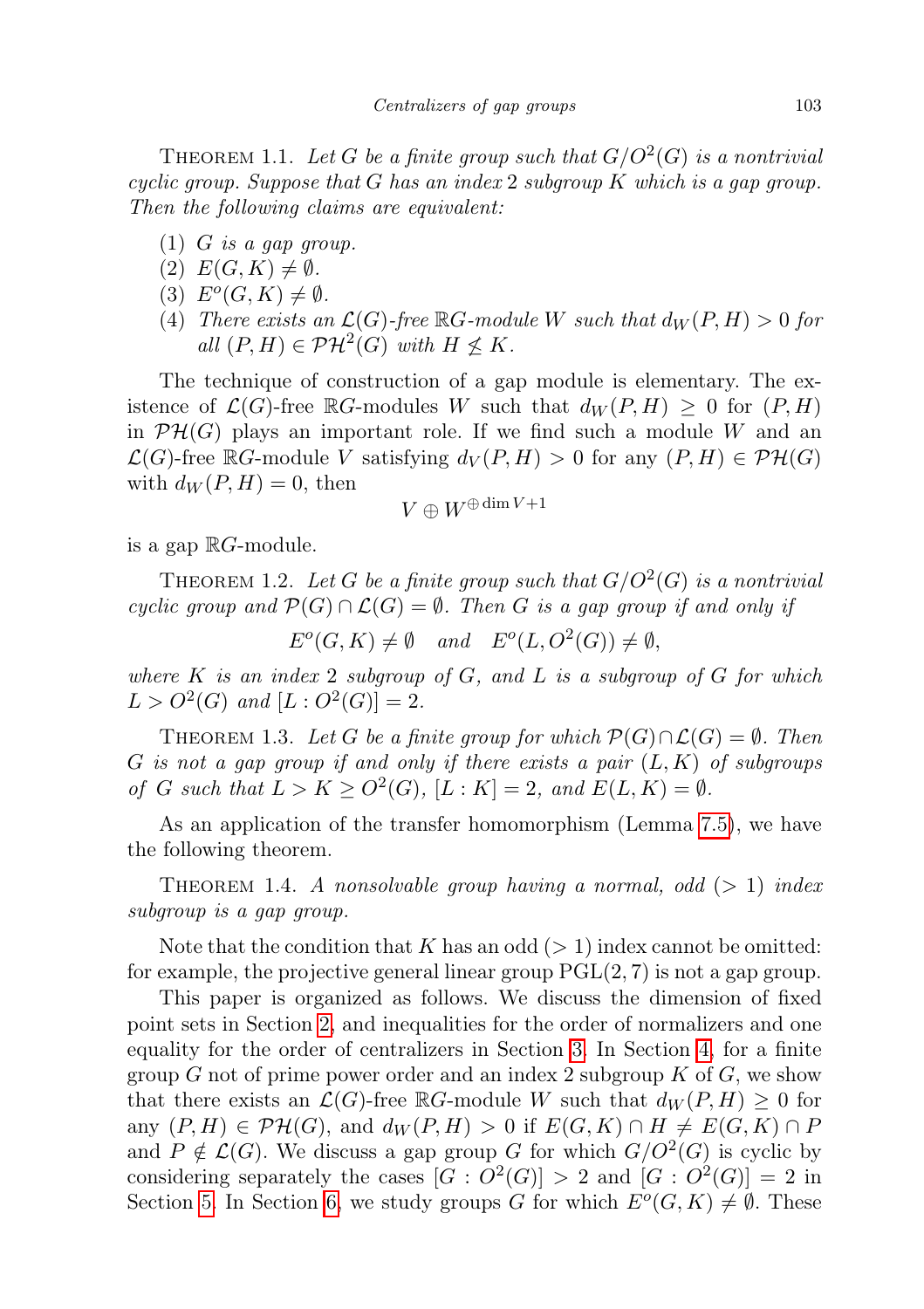Theorem 1.1. *Let $G$ be a finite group such that $G/O^2(G)$ is a nontrivial cyclic group. Suppose that $G$ has an index 2 subgroup $K$ which is a gap group. Then the following claims are equivalent:*

1. *$G$ is a gap group.*
2. *$E(G, K) \neq \emptyset$.*
3. *$E^o(G, K) \neq \emptyset$.*
4. *There exists an $\mathcal{L}(G)$-free $\mathbb{R}G$-module $W$ such that $d_W(P, H) > 0$ for all $(P, H) \in \mathcal{PH}^2(G)$ with $H \not\leq K$.*

The technique of construction of a gap module is elementary. The existence of $\mathcal{L}(G)$-free $\mathbb{R}G$-modules $W$ such that $d_W(P, H) \geq 0$ for $(P, H)$ in $\mathcal{PH}(G)$ plays an important role. If we find such a module $W$ and an $\mathcal{L}(G)$-free $\mathbb{R}G$-module $V$ satisfying $d_V(P, H) > 0$ for any $(P, H) \in \mathcal{PH}(G)$ with $d_W(P, H) = 0$, then

$$V \oplus W^{\oplus \dim V + 1}$$

is a gap $\mathbb{R}G$-module.

Theorem 1.2. *Let $G$ be a finite group such that $G/O^2(G)$ is a nontrivial cyclic group and $\mathcal{P}(G) \cap \mathcal{L}(G) = \emptyset$. Then $G$ is a gap group if and only if*

$$E^o(G, K) \neq \emptyset \quad \text{and} \quad E^o(L, O^2(G)) \neq \emptyset,$$

*where $K$ is an index 2 subgroup of $G$, and $L$ is a subgroup of $G$ for which $L > O^2(G)$ and $[L : O^2(G)] = 2$.*

Theorem 1.3. *Let $G$ be a finite group for which $\mathcal{P}(G) \cap \mathcal{L}(G) = \emptyset$. Then $G$ is not a gap group if and only if there exists a pair $(L, K)$ of subgroups of $G$ such that $L > K \geq O^2(G)$, $[L : K] = 2$, and $E(L, K) = \emptyset$.*

As an application of the transfer homomorphism (Lemma 7.5), we have the following theorem.

Theorem 1.4. *A nonsolvable group having a normal, odd ($> 1$) index subgroup is a gap group.*

Note that the condition that $K$ has an odd ($> 1$) index cannot be omitted: for example, the projective general linear group $\mathrm{PGL}(2, 7)$ is not a gap group.

This paper is organized as follows. We discuss the dimension of fixed point sets in Section 2, and inequalities for the order of normalizers and one equality for the order of centralizers in Section 3. In Section 4, for a finite group $G$ not of prime power order and an index 2 subgroup $K$ of $G$, we show that there exists an $\mathcal{L}(G)$-free $\mathbb{R}G$-module $W$ such that $d_W(P, H) \geq 0$ for any $(P, H) \in \mathcal{PH}(G)$, and $d_W(P, H) > 0$ if $E(G, K) \cap H \neq E(G, K) \cap P$ and $P \notin \mathcal{L}(G)$. We discuss a gap group $G$ for which $G/O^2(G)$ is cyclic by considering separately the cases $[G : O^2(G)] > 2$ and $[G : O^2(G)] = 2$ in Section 5. In Section 6, we study groups $G$ for which $E^o(G, K) \neq \emptyset$. These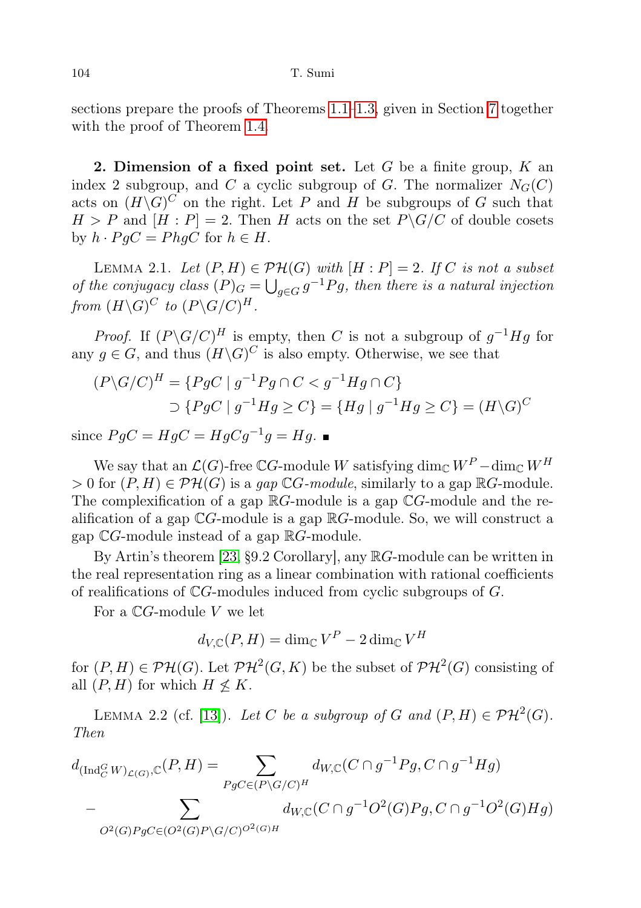sections prepare the proofs of Theorems 1.1–1.3, given in Section 7 together with the proof of Theorem 1.4.

**2. Dimension of a fixed point set.** Let $G$ be a finite group, $K$ an index 2 subgroup, and $C$ a cyclic subgroup of $G$. The normalizer $N_G(C)$ acts on $(H\backslash G)^C$ on the right. Let $P$ and $H$ be subgroups of $G$ such that $H > P$ and $[H : P] = 2$. Then $H$ acts on the set $P\backslash G/C$ of double cosets by $h \cdot PgC = PhgC$ for $h \in H$.

LEMMA 2.1. *Let $(P, H) \in \mathcal{PH}(G)$ with $[H : P] = 2$. If $C$ is not a subset of the conjugacy class $(P)_G = \bigcup_{g\in G} g^{-1}Pg$, then there is a natural injection from $(H\backslash G)^C$ to $(P\backslash G/C)^H$.*

*Proof.* If $(P\backslash G/C)^H$ is empty, then $C$ is not a subgroup of $g^{-1}Hg$ for any $g \in G$, and thus $(H\backslash G)^C$ is also empty. Otherwise, we see that

$$\begin{aligned}(P\backslash G/C)^H &= \{PgC \mid g^{-1}Pg \cap C < g^{-1}Hg \cap C\} \\ &\supset \{PgC \mid g^{-1}Hg \geq C\} = \{Hg \mid g^{-1}Hg \geq C\} = (H\backslash G)^C\end{aligned}$$

since $PgC = HgC = HgCg^{-1}g = Hg$. ∎

We say that an $\mathcal{L}(G)$-free $\mathbb{C}G$-module $W$ satisfying $\dim_{\mathbb{C}} W^P - \dim_{\mathbb{C}} W^H > 0$ for $(P, H) \in \mathcal{PH}(G)$ is a *gap* $\mathbb{C}G$*-module*, similarly to a gap $\mathbb{R}G$-module. The complexification of a gap $\mathbb{R}G$-module is a gap $\mathbb{C}G$-module and the realification of a gap $\mathbb{C}G$-module is a gap $\mathbb{R}G$-module. So, we will construct a gap $\mathbb{C}G$-module instead of a gap $\mathbb{R}G$-module.

By Artin's theorem [23, §9.2 Corollary], any $\mathbb{R}G$-module can be written in the real representation ring as a linear combination with rational coefficients of realifications of $\mathbb{C}G$-modules induced from cyclic subgroups of $G$.

For a $\mathbb{C}G$-module $V$ we let

$$d_{V,\mathbb{C}}(P, H) = \dim_{\mathbb{C}} V^P - 2\dim_{\mathbb{C}} V^H$$

for $(P, H) \in \mathcal{PH}(G)$. Let $\mathcal{PH}^2(G, K)$ be the subset of $\mathcal{PH}^2(G)$ consisting of all $(P, H)$ for which $H \not\leq K$.

LEMMA 2.2 (cf. [13]). *Let $C$ be a subgroup of $G$ and $(P, H) \in \mathcal{PH}^2(G)$. Then*

$$\begin{aligned}d_{(\mathrm{Ind}_C^G W)_{\mathcal{L}(G)},\mathbb{C}}(P, H) &= \sum_{PgC\in(P\backslash G/C)^H} d_{W,\mathbb{C}}(C \cap g^{-1}Pg, C \cap g^{-1}Hg) \\ &\quad - \sum_{O^2(G)PgC\in(O^2(G)P\backslash G/C)^{O^2(G)H}} d_{W,\mathbb{C}}(C \cap g^{-1}O^2(G)Pg, C \cap g^{-1}O^2(G)Hg)\end{aligned}$$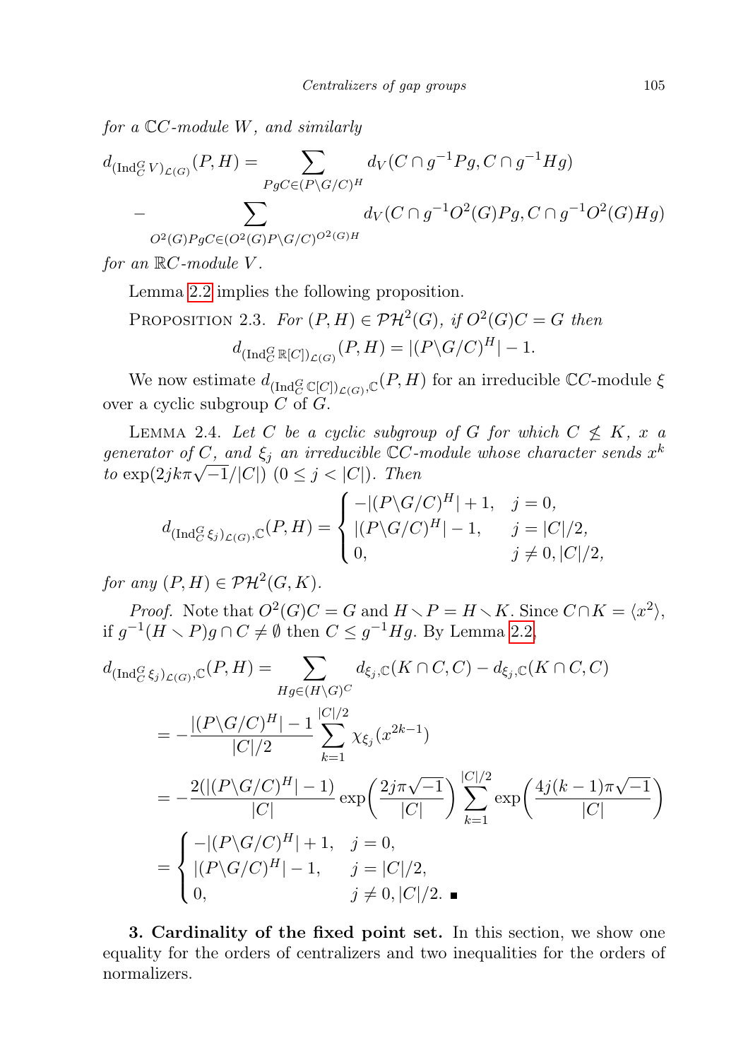*for a $\mathbb{C}C$-module $W$, and similarly*

$$d_{(\mathrm{Ind}_C^G V)_{\mathcal{L}(G)}}(P,H) = \sum_{PgC \in (P\backslash G/C)^H} d_V(C\cap g^{-1}Pg, C\cap g^{-1}Hg)$$

$$- \sum_{O^2(G)PgC\in (O^2(G)P\backslash G/C)^{O^2(G)H}} d_V(C\cap g^{-1}O^2(G)Pg, C\cap g^{-1}O^2(G)Hg)$$

*for an $\mathbb{R}C$-module $V$.*

Lemma 2.2 implies the following proposition.

Proposition 2.3. *For $(P,H)\in \mathcal{PH}^2(G)$, if $O^2(G)C = G$ then*

$$d_{(\mathrm{Ind}_C^G \mathbb{R}[C])_{\mathcal{L}(G)}}(P,H) = |(P\backslash G/C)^H| - 1.$$

We now estimate $d_{(\mathrm{Ind}_C^G \mathbb{C}[C])_{\mathcal{L}(G)},\mathbb{C}}(P,H)$ for an irreducible $\mathbb{C}C$-module $\xi$ over a cyclic subgroup $C$ of $G$.

Lemma 2.4. *Let $C$ be a cyclic subgroup of $G$ for which $C \not\leq K$, $x$ a generator of $C$, and $\xi_j$ an irreducible $\mathbb{C}C$-module whose character sends $x^k$ to $\exp(2jk\pi\sqrt{-1}/|C|)$ $(0\leq j<|C|)$. Then*

$$d_{(\mathrm{Ind}_C^G \xi_j)_{\mathcal{L}(G)},\mathbb{C}}(P,H) = \begin{cases} -|(P\backslash G/C)^H| + 1, & j=0,\\ |(P\backslash G/C)^H| - 1, & j=|C|/2,\\ 0, & j\neq 0, |C|/2,\end{cases}$$

*for any $(P,H)\in \mathcal{PH}^2(G,K)$.*

*Proof.* Note that $O^2(G)C = G$ and $H\smallsetminus P = H\smallsetminus K$. Since $C\cap K = \langle x^2\rangle$, if $g^{-1}(H\smallsetminus P)g\cap C\neq\emptyset$ then $C\leq g^{-1}Hg$. By Lemma 2.2,

$$\begin{aligned}
d_{(\mathrm{Ind}_C^G \xi_j)_{\mathcal{L}(G)},\mathbb{C}}(P,H) &= \sum_{Hg\in (H\backslash G)^C} d_{\xi_j,\mathbb{C}}(K\cap C, C) - d_{\xi_j,\mathbb{C}}(K\cap C, C)\\
&= -\frac{|(P\backslash G/C)^H| - 1}{|C|/2}\sum_{k=1}^{|C|/2}\chi_{\xi_j}(x^{2k-1})\\
&= -\frac{2(|(P\backslash G/C)^H| - 1)}{|C|}\exp\biggl(\frac{2j\pi\sqrt{-1}}{|C|}\biggr)\sum_{k=1}^{|C|/2}\exp\biggl(\frac{4j(k-1)\pi\sqrt{-1}}{|C|}\biggr)\\
&= \begin{cases} -|(P\backslash G/C)^H| + 1, & j=0,\\ |(P\backslash G/C)^H| - 1, & j=|C|/2,\\ 0, & j\neq 0, |C|/2. \ \blacksquare\end{cases}
\end{aligned}$$

**3. Cardinality of the fixed point set.** In this section, we show one equality for the orders of centralizers and two inequalities for the orders of normalizers.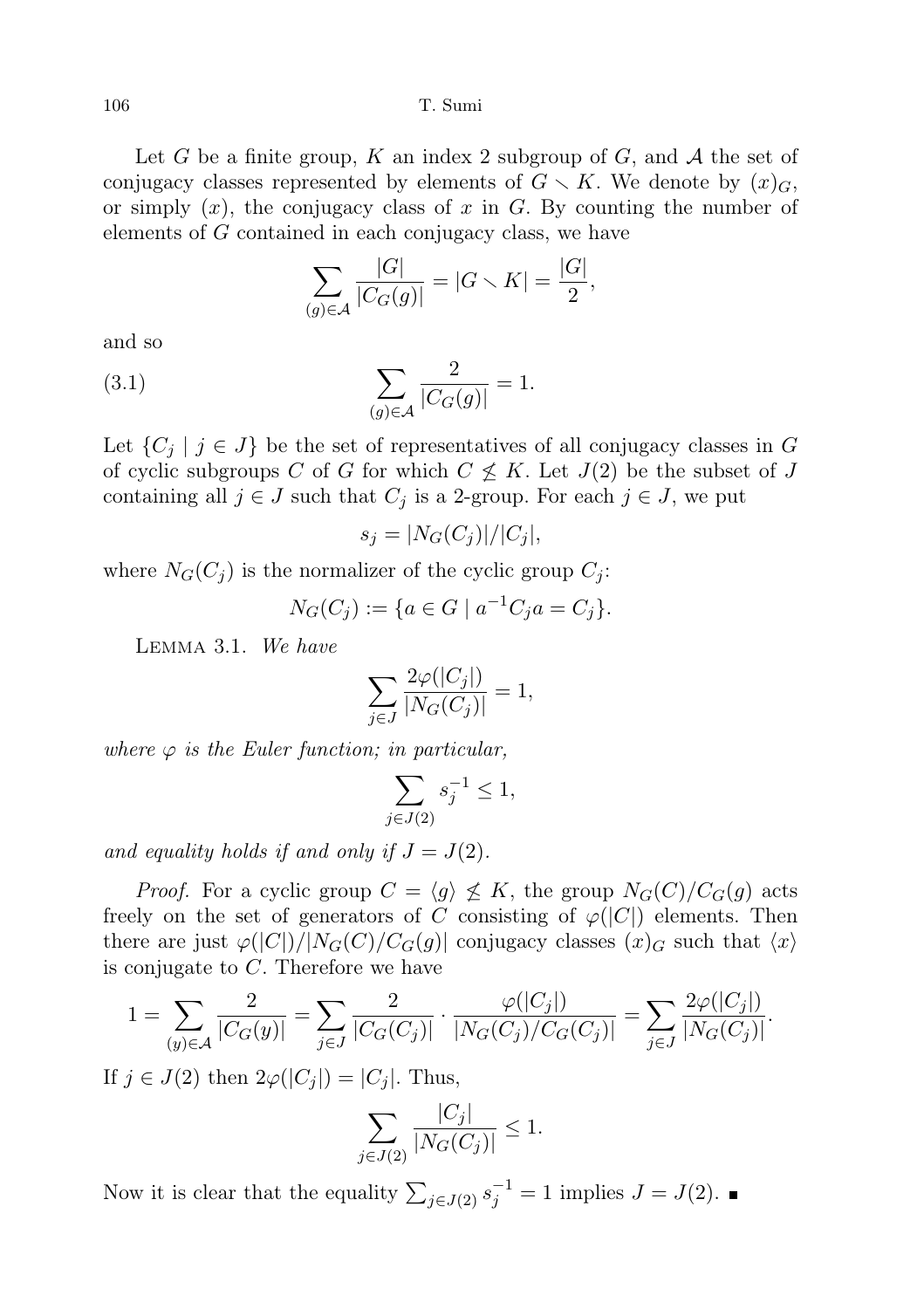Let $G$ be a finite group, $K$ an index 2 subgroup of $G$, and $\mathcal{A}$ the set of conjugacy classes represented by elements of $G \setminus K$. We denote by $(x)_G$, or simply $(x)$, the conjugacy class of $x$ in $G$. By counting the number of elements of $G$ contained in each conjugacy class, we have

$$\sum_{(g)\in\mathcal{A}} \frac{|G|}{|C_G(g)|} = |G \setminus K| = \frac{|G|}{2},$$

and so

$$\sum_{(g)\in\mathcal{A}} \frac{2}{|C_G(g)|} = 1. \tag{3.1}$$

Let $\{C_j \mid j \in J\}$ be the set of representatives of all conjugacy classes in $G$ of cyclic subgroups $C$ of $G$ for which $C \not\leq K$. Let $J(2)$ be the subset of $J$ containing all $j \in J$ such that $C_j$ is a 2-group. For each $j \in J$, we put

$$s_j = |N_G(C_j)|/|C_j|,$$

where $N_G(C_j)$ is the normalizer of the cyclic group $C_j$:

$$N_G(C_j) := \{a \in G \mid a^{-1}C_j a = C_j\}.$$

Lemma 3.1. *We have*

$$\sum_{j\in J} \frac{2\varphi(|C_j|)}{|N_G(C_j)|} = 1,$$

*where $\varphi$ is the Euler function; in particular,*

$$\sum_{j\in J(2)} s_j^{-1} \leq 1,$$

*and equality holds if and only if $J = J(2)$.*

*Proof.* For a cyclic group $C = \langle g \rangle \not\leq K$, the group $N_G(C)/C_G(g)$ acts freely on the set of generators of $C$ consisting of $\varphi(|C|)$ elements. Then there are just $\varphi(|C|)/|N_G(C)/C_G(g)|$ conjugacy classes $(x)_G$ such that $\langle x \rangle$ is conjugate to $C$. Therefore we have

$$1 = \sum_{(y)\in\mathcal{A}} \frac{2}{|C_G(y)|} = \sum_{j\in J} \frac{2}{|C_G(C_j)|} \cdot \frac{\varphi(|C_j|)}{|N_G(C_j)/C_G(C_j)|} = \sum_{j\in J} \frac{2\varphi(|C_j|)}{|N_G(C_j)|}.$$

If $j \in J(2)$ then $2\varphi(|C_j|) = |C_j|$. Thus,

$$\sum_{j\in J(2)} \frac{|C_j|}{|N_G(C_j)|} \leq 1.$$

Now it is clear that the equality $\sum_{j\in J(2)} s_j^{-1} = 1$ implies $J = J(2)$. ∎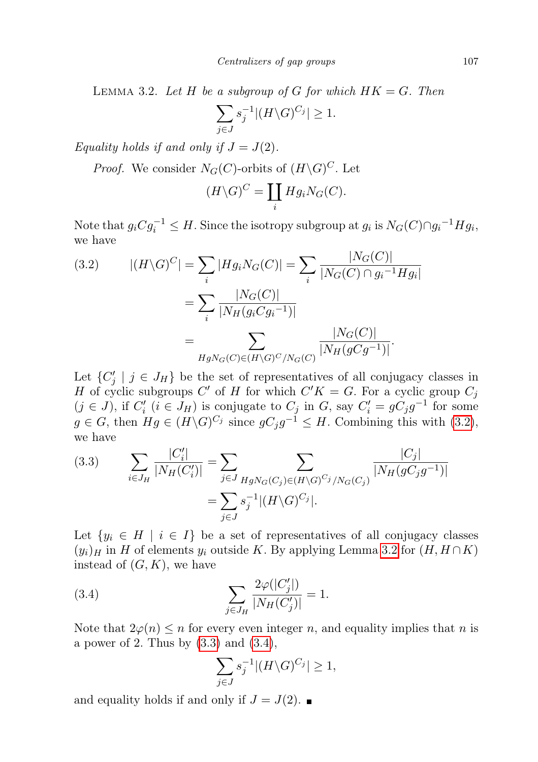LEMMA 3.2. *Let $H$ be a subgroup of $G$ for which $HK = G$. Then*

$$\sum_{j\in J} s_j^{-1} |(H\backslash G)^{C_j}| \geq 1.$$

*Equality holds if and only if $J = J(2)$.*

*Proof.* We consider $N_G(C)$-orbits of $(H\backslash G)^C$. Let

$$(H\backslash G)^C = \coprod_i Hg_i N_G(C).$$

Note that $g_i C g_i^{-1} \leq H$. Since the isotropy subgroup at $g_i$ is $N_G(C) \cap g_i{}^{-1} H g_i$, we have

$$\begin{aligned}
(3.2)\qquad |(H\backslash G)^C| &= \sum_i |Hg_i N_G(C)| = \sum_i \frac{|N_G(C)|}{|N_G(C) \cap g_i{}^{-1} H g_i|} \\
&= \sum_i \frac{|N_G(C)|}{|N_H(g_i C g_i{}^{-1})|} \\
&= \sum_{HgN_G(C) \in (H\backslash G)^C / N_G(C)} \frac{|N_G(C)|}{|N_H(gCg^{-1})|}.
\end{aligned}$$

Let $\{C'_j \mid j \in J_H\}$ be the set of representatives of all conjugacy classes in $H$ of cyclic subgroups $C'$ of $H$ for which $C'K = G$. For a cyclic group $C_j$ ($j \in J$), if $C'_i$ ($i \in J_H$) is conjugate to $C_j$ in $G$, say $C'_i = gC_j g^{-1}$ for some $g \in G$, then $Hg \in (H\backslash G)^{C_j}$ since $gC_j g^{-1} \leq H$. Combining this with (3.2), we have

$$\begin{aligned}
(3.3)\qquad \sum_{i \in J_H} \frac{|C'_i|}{|N_H(C'_i)|} &= \sum_{j \in J} \sum_{HgN_G(C_j) \in (H\backslash G)^{C_j} / N_G(C_j)} \frac{|C_j|}{|N_H(gC_j g^{-1})|} \\
&= \sum_{j\in J} s_j^{-1} |(H\backslash G)^{C_j}|.
\end{aligned}$$

Let $\{y_i \in H \mid i \in I\}$ be a set of representatives of all conjugacy classes $(y_i)_H$ in $H$ of elements $y_i$ outside $K$. By applying Lemma 3.2 for $(H, H\cap K)$ instead of $(G, K)$, we have

$$(3.4)\qquad \sum_{j\in J_H} \frac{2\varphi(|C'_j|)}{|N_H(C'_j)|} = 1.$$

Note that $2\varphi(n) \leq n$ for every even integer $n$, and equality implies that $n$ is a power of 2. Thus by (3.3) and (3.4),

$$\sum_{j\in J} s_j^{-1} |(H\backslash G)^{C_j}| \geq 1,$$

and equality holds if and only if $J = J(2)$. ∎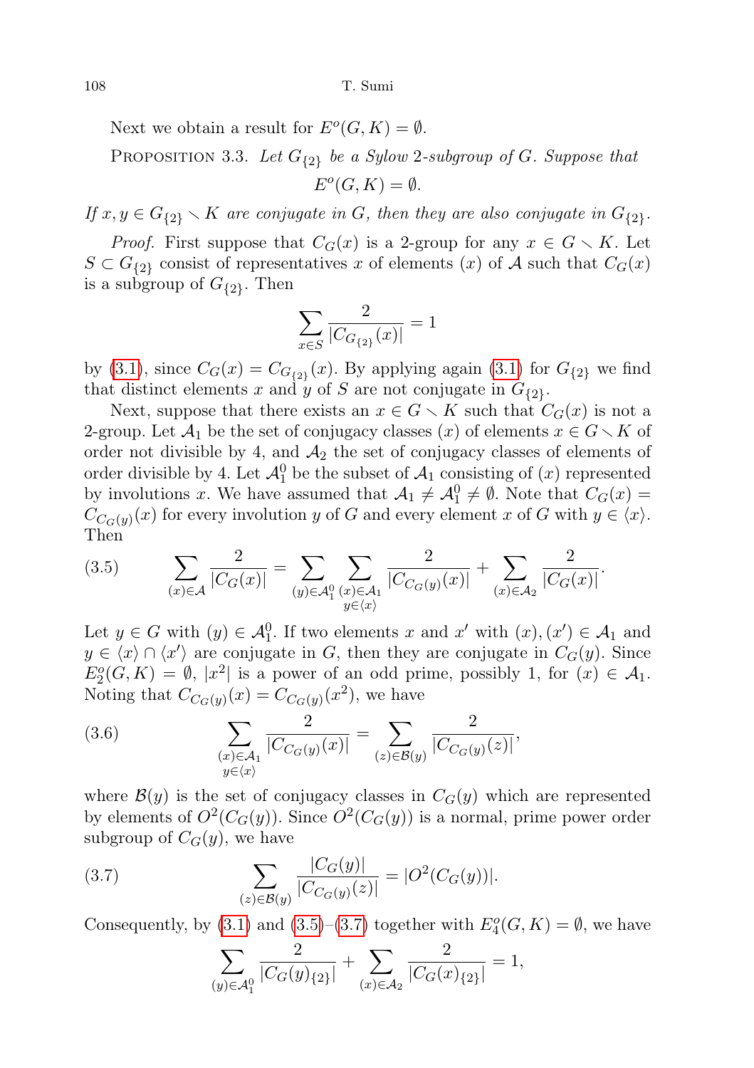Next we obtain a result for $E^o(G, K) = \emptyset$.

PROPOSITION 3.3. *Let $G_{\{2\}}$ be a Sylow 2-subgroup of $G$. Suppose that*

$$E^o(G, K) = \emptyset.$$

*If $x, y \in G_{\{2\}} \setminus K$ are conjugate in $G$, then they are also conjugate in $G_{\{2\}}$.*

*Proof.* First suppose that $C_G(x)$ is a 2-group for any $x \in G \setminus K$. Let $S \subset G_{\{2\}}$ consist of representatives $x$ of elements $(x)$ of $\mathcal{A}$ such that $C_G(x)$ is a subgroup of $G_{\{2\}}$. Then

$$\sum_{x \in S} \frac{2}{|C_{G_{\{2\}}}(x)|} = 1$$

by (3.1), since $C_G(x) = C_{G_{\{2\}}}(x)$. By applying again (3.1) for $G_{\{2\}}$ we find that distinct elements $x$ and $y$ of $S$ are not conjugate in $G_{\{2\}}$.

Next, suppose that there exists an $x \in G \setminus K$ such that $C_G(x)$ is not a 2-group. Let $\mathcal{A}_1$ be the set of conjugacy classes $(x)$ of elements $x \in G \setminus K$ of order not divisible by 4, and $\mathcal{A}_2$ the set of conjugacy classes of elements of order divisible by 4. Let $\mathcal{A}_1^0$ be the subset of $\mathcal{A}_1$ consisting of $(x)$ represented by involutions $x$. We have assumed that $\mathcal{A}_1 \neq \mathcal{A}_1^0 \neq \emptyset$. Note that $C_G(x) = C_{C_G(y)}(x)$ for every involution $y$ of $G$ and every element $x$ of $G$ with $y \in \langle x \rangle$. Then

$$\sum_{(x) \in \mathcal{A}} \frac{2}{|C_G(x)|} = \sum_{(y) \in \mathcal{A}_1^0} \sum_{\substack{(x) \in \mathcal{A}_1 \\ y \in \langle x \rangle}} \frac{2}{|C_{C_G(y)}(x)|} + \sum_{(x) \in \mathcal{A}_2} \frac{2}{|C_G(x)|}. \tag{3.5}$$

Let $y \in G$ with $(y) \in \mathcal{A}_1^0$. If two elements $x$ and $x'$ with $(x), (x') \in \mathcal{A}_1$ and $y \in \langle x \rangle \cap \langle x' \rangle$ are conjugate in $G$, then they are conjugate in $C_G(y)$. Since $E_2^o(G, K) = \emptyset$, $|x^2|$ is a power of an odd prime, possibly 1, for $(x) \in \mathcal{A}_1$. Noting that $C_{C_G(y)}(x) = C_{C_G(y)}(x^2)$, we have

$$\sum_{\substack{(x) \in \mathcal{A}_1 \\ y \in \langle x \rangle}} \frac{2}{|C_{C_G(y)}(x)|} = \sum_{(z) \in \mathcal{B}(y)} \frac{2}{|C_{C_G(y)}(z)|}, \tag{3.6}$$

where $\mathcal{B}(y)$ is the set of conjugacy classes in $C_G(y)$ which are represented by elements of $O^2(C_G(y))$. Since $O^2(C_G(y))$ is a normal, prime power order subgroup of $C_G(y)$, we have

$$\sum_{(z) \in \mathcal{B}(y)} \frac{|C_G(y)|}{|C_{C_G(y)}(z)|} = |O^2(C_G(y))|. \tag{3.7}$$

Consequently, by (3.1) and (3.5)–(3.7) together with $E_4^o(G, K) = \emptyset$, we have

$$\sum_{(y) \in \mathcal{A}_1^0} \frac{2}{|C_G(y)_{\{2\}}|} + \sum_{(x) \in \mathcal{A}_2} \frac{2}{|C_G(x)_{\{2\}}|} = 1,$$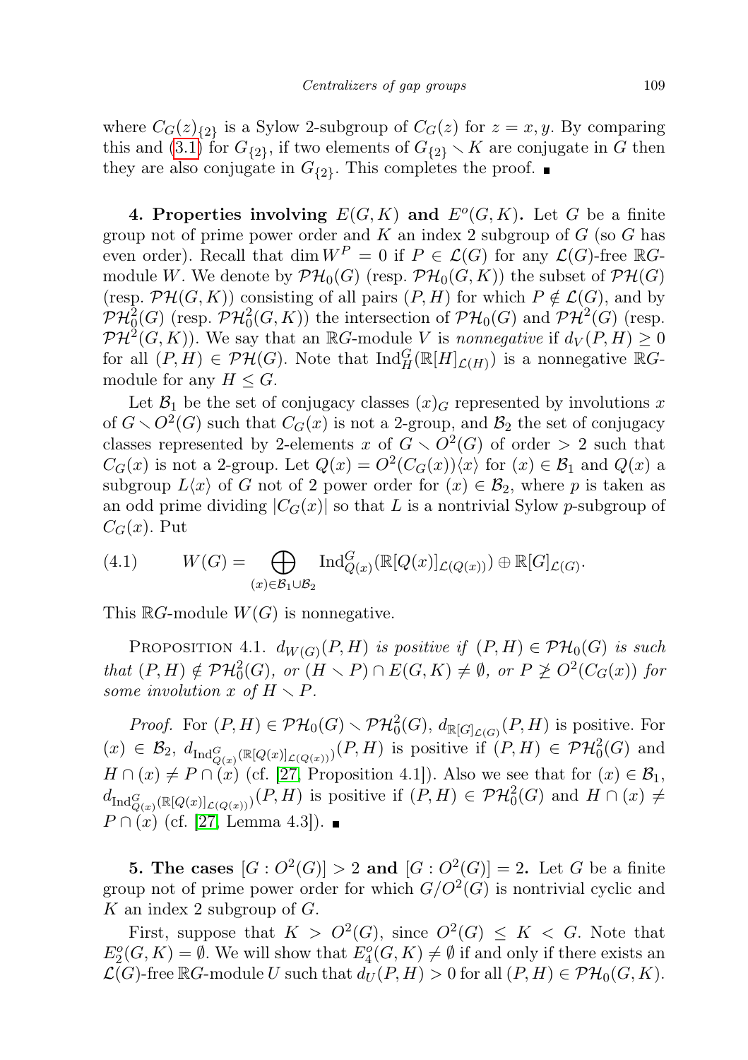where $C_G(z)_{\{2\}}$ is a Sylow 2-subgroup of $C_G(z)$ for $z = x, y$. By comparing this and (3.1) for $G_{\{2\}}$, if two elements of $G_{\{2\}} \smallsetminus K$ are conjugate in $G$ then they are also conjugate in $G_{\{2\}}$. This completes the proof. ■

**4. Properties involving $E(G,K)$ and $E^o(G,K)$.** Let $G$ be a finite group not of prime power order and $K$ an index 2 subgroup of $G$ (so $G$ has even order). Recall that $\dim W^P = 0$ if $P \in \mathcal{L}(G)$ for any $\mathcal{L}(G)$-free $\mathbb{R}G$-module $W$. We denote by $\mathcal{PH}_0(G)$ (resp. $\mathcal{PH}_0(G,K)$) the subset of $\mathcal{PH}(G)$ (resp. $\mathcal{PH}(G,K)$) consisting of all pairs $(P,H)$ for which $P \notin \mathcal{L}(G)$, and by $\mathcal{PH}_0^2(G)$ (resp. $\mathcal{PH}_0^2(G,K)$) the intersection of $\mathcal{PH}_0(G)$ and $\mathcal{PH}^2(G)$ (resp. $\mathcal{PH}^2(G,K)$). We say that an $\mathbb{R}G$-module $V$ is *nonnegative* if $d_V(P,H) \geq 0$ for all $(P,H) \in \mathcal{PH}(G)$. Note that $\mathrm{Ind}_H^G(\mathbb{R}[H]_{\mathcal{L}(H)})$ is a nonnegative $\mathbb{R}G$-module for any $H \leq G$.

Let $\mathcal{B}_1$ be the set of conjugacy classes $(x)_G$ represented by involutions $x$ of $G \smallsetminus O^2(G)$ such that $C_G(x)$ is not a 2-group, and $\mathcal{B}_2$ the set of conjugacy classes represented by 2-elements $x$ of $G \smallsetminus O^2(G)$ of order $> 2$ such that $C_G(x)$ is not a 2-group. Let $Q(x) = O^2(C_G(x))\langle x \rangle$ for $(x) \in \mathcal{B}_1$ and $Q(x)$ a subgroup $L\langle x \rangle$ of $G$ not of 2 power order for $(x) \in \mathcal{B}_2$, where $p$ is taken as an odd prime dividing $|C_G(x)|$ so that $L$ is a nontrivial Sylow $p$-subgroup of $C_G(x)$. Put

$$W(G) = \bigoplus_{(x) \in \mathcal{B}_1 \cup \mathcal{B}_2} \mathrm{Ind}_{Q(x)}^G(\mathbb{R}[Q(x)]_{\mathcal{L}(Q(x))}) \oplus \mathbb{R}[G]_{\mathcal{L}(G)}. \tag{4.1}$$

This $\mathbb{R}G$-module $W(G)$ is nonnegative.

Proposition 4.1. *$d_{W(G)}(P,H)$ is positive if $(P,H) \in \mathcal{PH}_0(G)$ is such that $(P,H) \notin \mathcal{PH}_0^2(G)$, or $(H \smallsetminus P) \cap E(G,K) \neq \emptyset$, or $P \not\geq O^2(C_G(x))$ for some involution $x$ of $H \smallsetminus P$.*

*Proof.* For $(P,H) \in \mathcal{PH}_0(G) \smallsetminus \mathcal{PH}_0^2(G)$, $d_{\mathbb{R}[G]_{\mathcal{L}(G)}}(P,H)$ is positive. For $(x) \in \mathcal{B}_2$, $d_{\mathrm{Ind}_{Q(x)}^G(\mathbb{R}[Q(x)]_{\mathcal{L}(Q(x))})}(P,H)$ is positive if $(P,H) \in \mathcal{PH}_0^2(G)$ and $H \cap (x) \neq P \cap (x)$ (cf. [27, Proposition 4.1]). Also we see that for $(x) \in \mathcal{B}_1$, $d_{\mathrm{Ind}_{Q(x)}^G(\mathbb{R}[Q(x)]_{\mathcal{L}(Q(x))})}(P,H)$ is positive if $(P,H) \in \mathcal{PH}_0^2(G)$ and $H \cap (x) \neq P \cap (x)$ (cf. [27, Lemma 4.3]). ■

**5. The cases $[G : O^2(G)] > 2$ and $[G : O^2(G)] = 2$.** Let $G$ be a finite group not of prime power order for which $G/O^2(G)$ is nontrivial cyclic and $K$ an index 2 subgroup of $G$.

First, suppose that $K > O^2(G)$, since $O^2(G) \leq K < G$. Note that $E_2^o(G,K) = \emptyset$. We will show that $E_4^o(G,K) \neq \emptyset$ if and only if there exists an $\mathcal{L}(G)$-free $\mathbb{R}G$-module $U$ such that $d_U(P,H) > 0$ for all $(P,H) \in \mathcal{PH}_0(G,K)$.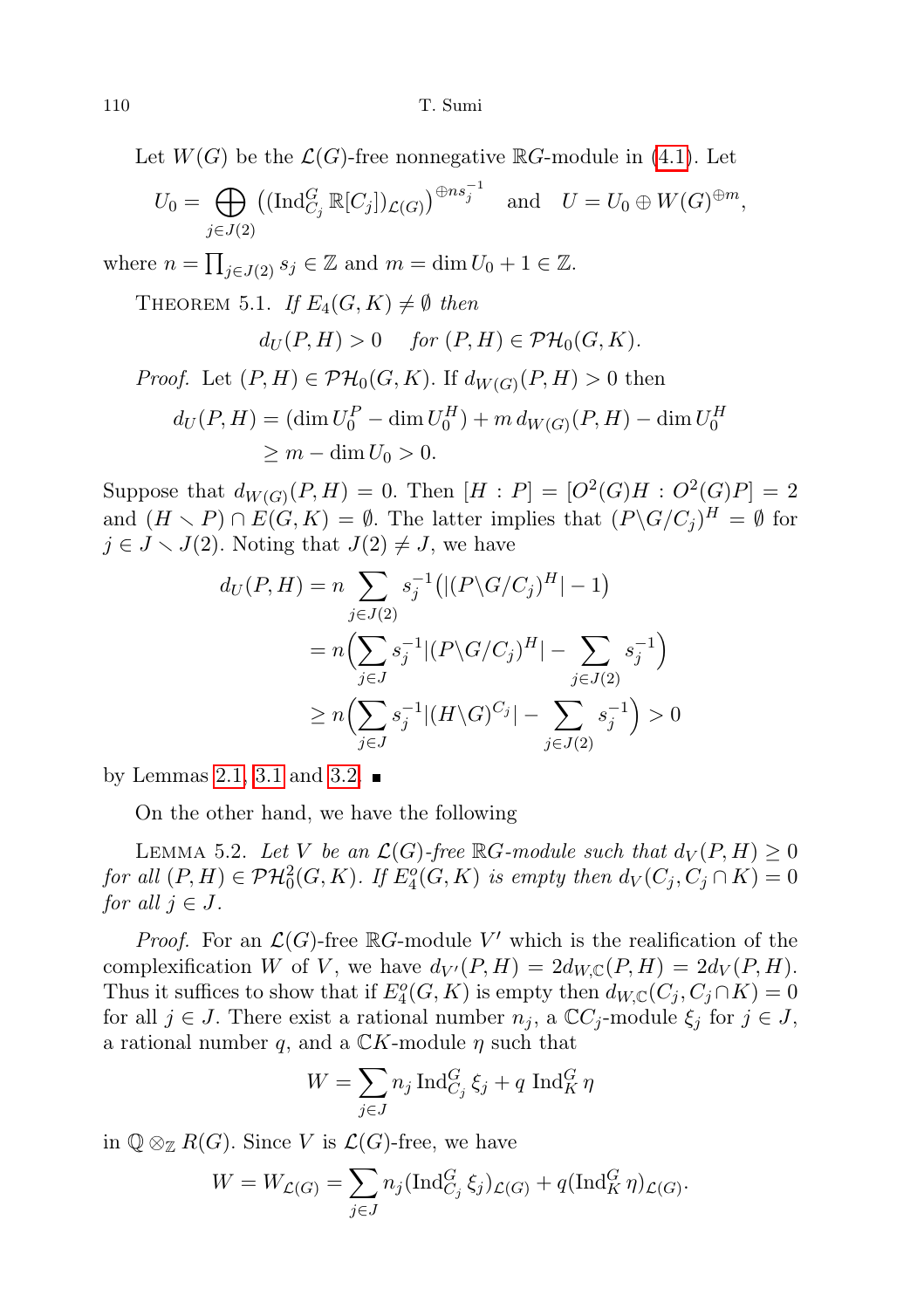Let $W(G)$ be the $\mathcal{L}(G)$-free nonnegative $\mathbb{R}G$-module in (4.1). Let

$$U_0 = \bigoplus_{j \in J(2)} \big( (\operatorname{Ind}_{C_j}^G \mathbb{R}[C_j])_{\mathcal{L}(G)} \big)^{\oplus n s_j^{-1}} \quad \text{and} \quad U = U_0 \oplus W(G)^{\oplus m},$$

where $n = \prod_{j \in J(2)} s_j \in \mathbb{Z}$ and $m = \dim U_0 + 1 \in \mathbb{Z}$.

Theorem 5.1. *If $E_4(G,K) \neq \emptyset$ then*

$$d_U(P,H) > 0 \quad \textit{for } (P,H) \in \mathcal{PH}_0(G,K).$$

*Proof.* Let $(P,H) \in \mathcal{PH}_0(G,K)$. If $d_{W(G)}(P,H) > 0$ then

$$\begin{aligned} d_U(P,H) &= (\dim U_0^P - \dim U_0^H) + m\, d_{W(G)}(P,H) - \dim U_0^H \\ &\geq m - \dim U_0 > 0. \end{aligned}$$

Suppose that $d_{W(G)}(P,H) = 0$. Then $[H : P] = [O^2(G)H : O^2(G)P] = 2$ and $(H \smallsetminus P) \cap E(G,K) = \emptyset$. The latter implies that $(P\backslash G/C_j)^H = \emptyset$ for $j \in J \smallsetminus J(2)$. Noting that $J(2) \neq J$, we have

$$\begin{aligned} d_U(P,H) &= n \sum_{j \in J(2)} s_j^{-1} \big( |(P\backslash G/C_j)^H| - 1 \big) \\ &= n \Big( \sum_{j \in J} s_j^{-1} |(P\backslash G/C_j)^H| - \sum_{j \in J(2)} s_j^{-1} \Big) \\ &\geq n \Big( \sum_{j \in J} s_j^{-1} |(H\backslash G)^{C_j}| - \sum_{j \in J(2)} s_j^{-1} \Big) > 0 \end{aligned}$$

by Lemmas 2.1, 3.1 and 3.2. ∎

On the other hand, we have the following

Lemma 5.2. *Let $V$ be an $\mathcal{L}(G)$-free $\mathbb{R}G$-module such that $d_V(P,H) \geq 0$ for all $(P,H) \in \mathcal{PH}_0^2(G,K)$. If $E_4^o(G,K)$ is empty then $d_V(C_j, C_j \cap K) = 0$ for all $j \in J$.*

*Proof.* For an $\mathcal{L}(G)$-free $\mathbb{R}G$-module $V'$ which is the realification of the complexification $W$ of $V$, we have $d_{V'}(P,H) = 2 d_{W,\mathbb{C}}(P,H) = 2 d_V(P,H)$. Thus it suffices to show that if $E_4^o(G,K)$ is empty then $d_{W,\mathbb{C}}(C_j, C_j \cap K) = 0$ for all $j \in J$. There exist a rational number $n_j$, a $\mathbb{C}C_j$-module $\xi_j$ for $j \in J$, a rational number $q$, and a $\mathbb{C}K$-module $\eta$ such that

$$W = \sum_{j \in J} n_j \operatorname{Ind}_{C_j}^G \xi_j + q \operatorname{Ind}_K^G \eta$$

in $\mathbb{Q} \otimes_{\mathbb{Z}} R(G)$. Since $V$ is $\mathcal{L}(G)$-free, we have

$$W = W_{\mathcal{L}(G)} = \sum_{j \in J} n_j (\operatorname{Ind}_{C_j}^G \xi_j)_{\mathcal{L}(G)} + q (\operatorname{Ind}_K^G \eta)_{\mathcal{L}(G)}.$$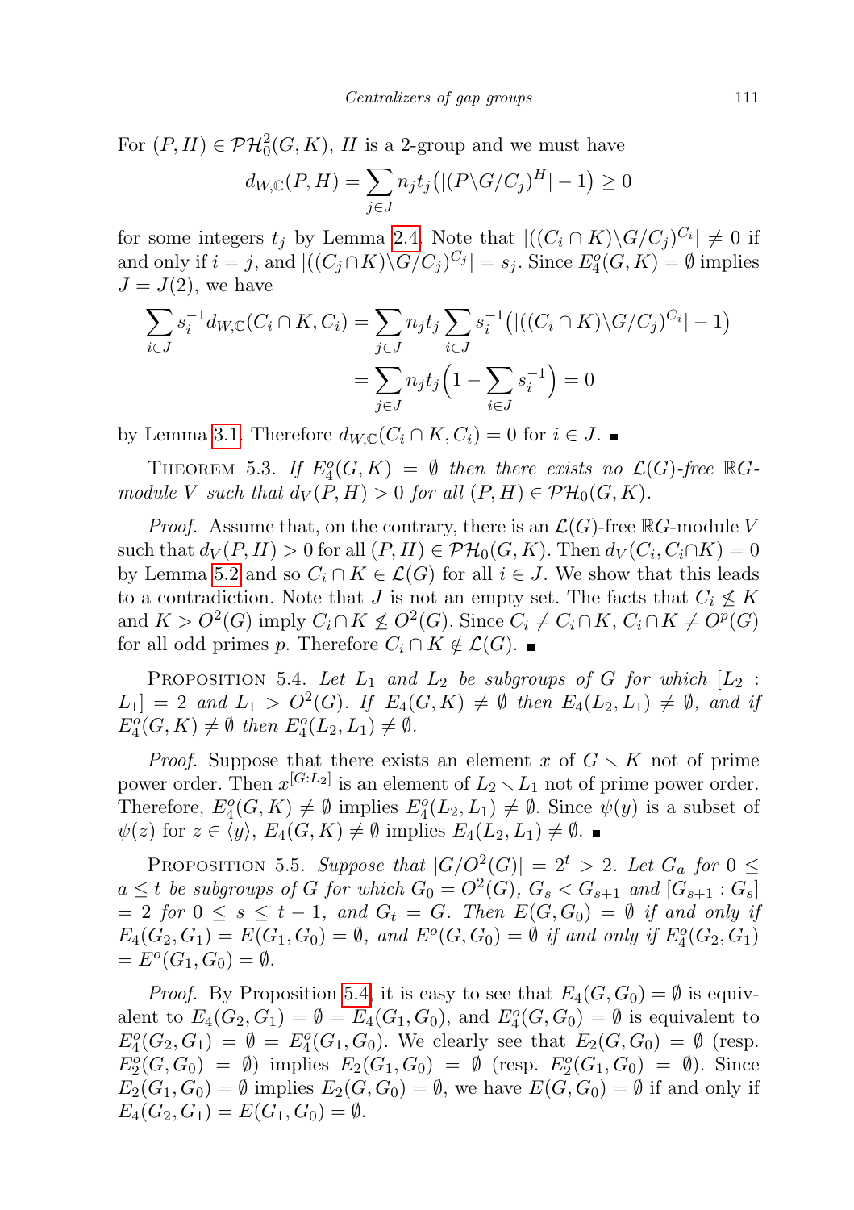For $(P,H) \in \mathcal{PH}_0^2(G,K)$, $H$ is a 2-group and we must have

$$d_{W,\mathbb{C}}(P,H) = \sum_{j\in J} n_j t_j \big(|(P\backslash G/C_j)^H| - 1\big) \geq 0$$

for some integers $t_j$ by Lemma 2.4. Note that $|((C_i \cap K)\backslash G/C_j)^{C_i}| \neq 0$ if and only if $i = j$, and $|((C_j \cap K)\backslash G/C_j)^{C_j}| = s_j$. Since $E_4^o(G,K) = \emptyset$ implies $J = J(2)$, we have

$$\begin{aligned}\sum_{i\in J} s_i^{-1} d_{W,\mathbb{C}}(C_i \cap K, C_i) &= \sum_{j\in J} n_j t_j \sum_{i\in J} s_i^{-1}\big(|((C_i \cap K)\backslash G/C_j)^{C_i}| - 1\big) \\ &= \sum_{j\in J} n_j t_j \Big(1 - \sum_{i\in J} s_i^{-1}\Big) = 0\end{aligned}$$

by Lemma 3.1. Therefore $d_{W,\mathbb{C}}(C_i \cap K, C_i) = 0$ for $i \in J$. ∎

Theorem 5.3. *If $E_4^o(G,K) = \emptyset$ then there exists no $\mathcal{L}(G)$-free $\mathbb{R}G$-module $V$ such that $d_V(P,H) > 0$ for all $(P,H) \in \mathcal{PH}_0(G,K)$.*

*Proof.* Assume that, on the contrary, there is an $\mathcal{L}(G)$-free $\mathbb{R}G$-module $V$ such that $d_V(P,H) > 0$ for all $(P,H) \in \mathcal{PH}_0(G,K)$. Then $d_V(C_i, C_i \cap K) = 0$ by Lemma 5.2 and so $C_i \cap K \in \mathcal{L}(G)$ for all $i \in J$. We show that this leads to a contradiction. Note that $J$ is not an empty set. The facts that $C_i \not\leq K$ and $K > O^2(G)$ imply $C_i \cap K \not\leq O^2(G)$. Since $C_i \neq C_i \cap K$, $C_i \cap K \neq O^p(G)$ for all odd primes $p$. Therefore $C_i \cap K \notin \mathcal{L}(G)$. ∎

Proposition 5.4. *Let $L_1$ and $L_2$ be subgroups of $G$ for which $[L_2 : L_1] = 2$ and $L_1 > O^2(G)$. If $E_4(G,K) \neq \emptyset$ then $E_4(L_2,L_1) \neq \emptyset$, and if $E_4^o(G,K) \neq \emptyset$ then $E_4^o(L_2,L_1) \neq \emptyset$.*

*Proof.* Suppose that there exists an element $x$ of $G \smallsetminus K$ not of prime power order. Then $x^{[G:L_2]}$ is an element of $L_2 \smallsetminus L_1$ not of prime power order. Therefore, $E_4^o(G,K) \neq \emptyset$ implies $E_4^o(L_2,L_1) \neq \emptyset$. Since $\psi(y)$ is a subset of $\psi(z)$ for $z \in \langle y\rangle$, $E_4(G,K) \neq \emptyset$ implies $E_4(L_2,L_1) \neq \emptyset$. ∎

Proposition 5.5. *Suppose that $|G/O^2(G)| = 2^t > 2$. Let $G_a$ for $0 \leq a \leq t$ be subgroups of $G$ for which $G_0 = O^2(G)$, $G_s < G_{s+1}$ and $[G_{s+1} : G_s] = 2$ for $0 \leq s \leq t-1$, and $G_t = G$. Then $E(G,G_0) = \emptyset$ if and only if $E_4(G_2,G_1) = E(G_1,G_0) = \emptyset$, and $E^o(G,G_0) = \emptyset$ if and only if $E_4^o(G_2,G_1) = E^o(G_1,G_0) = \emptyset$.*

*Proof.* By Proposition 5.4, it is easy to see that $E_4(G,G_0) = \emptyset$ is equivalent to $E_4(G_2,G_1) = \emptyset = E_4(G_1,G_0)$, and $E_4^o(G,G_0) = \emptyset$ is equivalent to $E_4^o(G_2,G_1) = \emptyset = E_4^o(G_1,G_0)$. We clearly see that $E_2(G,G_0) = \emptyset$ (resp. $E_2^o(G,G_0) = \emptyset$) implies $E_2(G_1,G_0) = \emptyset$ (resp. $E_2^o(G_1,G_0) = \emptyset$). Since $E_2(G_1,G_0) = \emptyset$ implies $E_2(G,G_0) = \emptyset$, we have $E(G,G_0) = \emptyset$ if and only if $E_4(G_2,G_1) = E(G_1,G_0) = \emptyset$.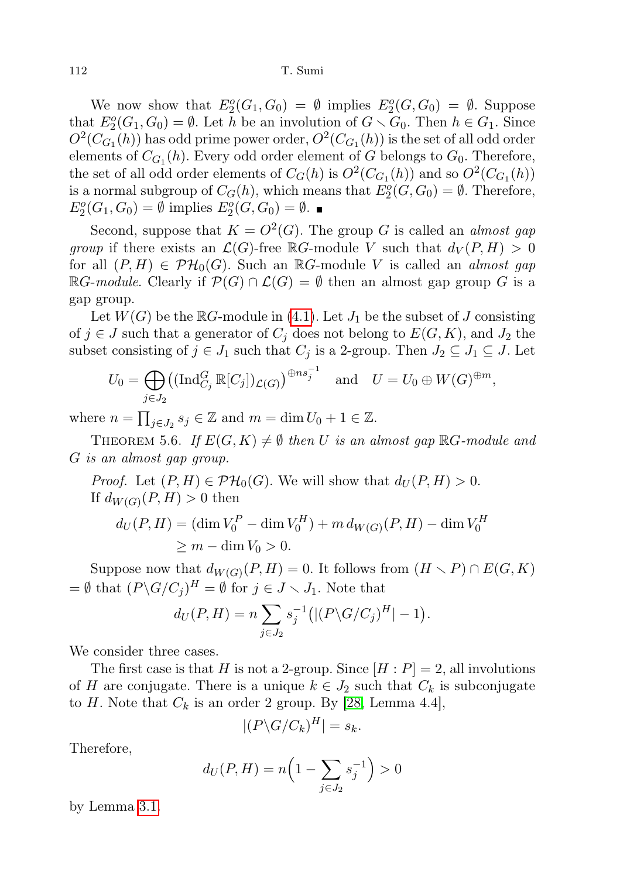We now show that $E_2^o(G_1, G_0) = \emptyset$ implies $E_2^o(G, G_0) = \emptyset$. Suppose that $E_2^o(G_1, G_0) = \emptyset$. Let $h$ be an involution of $G \smallsetminus G_0$. Then $h \in G_1$. Since $O^2(C_{G_1}(h))$ has odd prime power order, $O^2(C_{G_1}(h))$ is the set of all odd order elements of $C_{G_1}(h)$. Every odd order element of $G$ belongs to $G_0$. Therefore, the set of all odd order elements of $C_G(h)$ is $O^2(C_{G_1}(h))$ and so $O^2(C_{G_1}(h))$ is a normal subgroup of $C_G(h)$, which means that $E_2^o(G, G_0) = \emptyset$. Therefore, $E_2^o(G_1, G_0) = \emptyset$ implies $E_2^o(G, G_0) = \emptyset$. ∎

Second, suppose that $K = O^2(G)$. The group $G$ is called an *almost gap group* if there exists an $\mathcal{L}(G)$-free $\mathbb{R}G$-module $V$ such that $d_V(P, H) > 0$ for all $(P, H) \in \mathcal{PH}_0(G)$. Such an $\mathbb{R}G$-module $V$ is called an *almost gap $\mathbb{R}G$-module*. Clearly if $\mathcal{P}(G) \cap \mathcal{L}(G) = \emptyset$ then an almost gap group $G$ is a gap group.

Let $W(G)$ be the $\mathbb{R}G$-module in (4.1). Let $J_1$ be the subset of $J$ consisting of $j \in J$ such that a generator of $C_j$ does not belong to $E(G, K)$, and $J_2$ the subset consisting of $j \in J_1$ such that $C_j$ is a 2-group. Then $J_2 \subseteq J_1 \subseteq J$. Let

$$U_0 = \bigoplus_{j \in J_2} \big( (\mathrm{Ind}_{C_j}^G \mathbb{R}[C_j])_{\mathcal{L}(G)} \big)^{\oplus n s_j^{-1}} \quad \text{and} \quad U = U_0 \oplus W(G)^{\oplus m},$$

where $n = \prod_{j \in J_2} s_j \in \mathbb{Z}$ and $m = \dim U_0 + 1 \in \mathbb{Z}$.

THEOREM 5.6. *If $E(G, K) \neq \emptyset$ then $U$ is an almost gap $\mathbb{R}G$-module and $G$ is an almost gap group.*

*Proof.* Let $(P, H) \in \mathcal{PH}_0(G)$. We will show that $d_U(P, H) > 0$.

If $d_{W(G)}(P, H) > 0$ then

$$\begin{aligned} d_U(P, H) &= (\dim V_0^P - \dim V_0^H) + m \, d_{W(G)}(P, H) - \dim V_0^H \\ &\geq m - \dim V_0 > 0. \end{aligned}$$

Suppose now that $d_{W(G)}(P, H) = 0$. It follows from $(H \smallsetminus P) \cap E(G, K) = \emptyset$ that $(P \backslash G / C_j)^H = \emptyset$ for $j \in J \smallsetminus J_1$. Note that

$$d_U(P, H) = n \sum_{j \in J_2} s_j^{-1} \big( |(P \backslash G / C_j)^H| - 1 \big).$$

We consider three cases.

The first case is that $H$ is not a 2-group. Since $[H : P] = 2$, all involutions of $H$ are conjugate. There is a unique $k \in J_2$ such that $C_k$ is subconjugate to $H$. Note that $C_k$ is an order 2 group. By [28, Lemma 4.4],

$$|(P \backslash G / C_k)^H| = s_k.$$

Therefore,

$$d_U(P, H) = n \Big( 1 - \sum_{j \in J_2} s_j^{-1} \Big) > 0$$

by Lemma 3.1.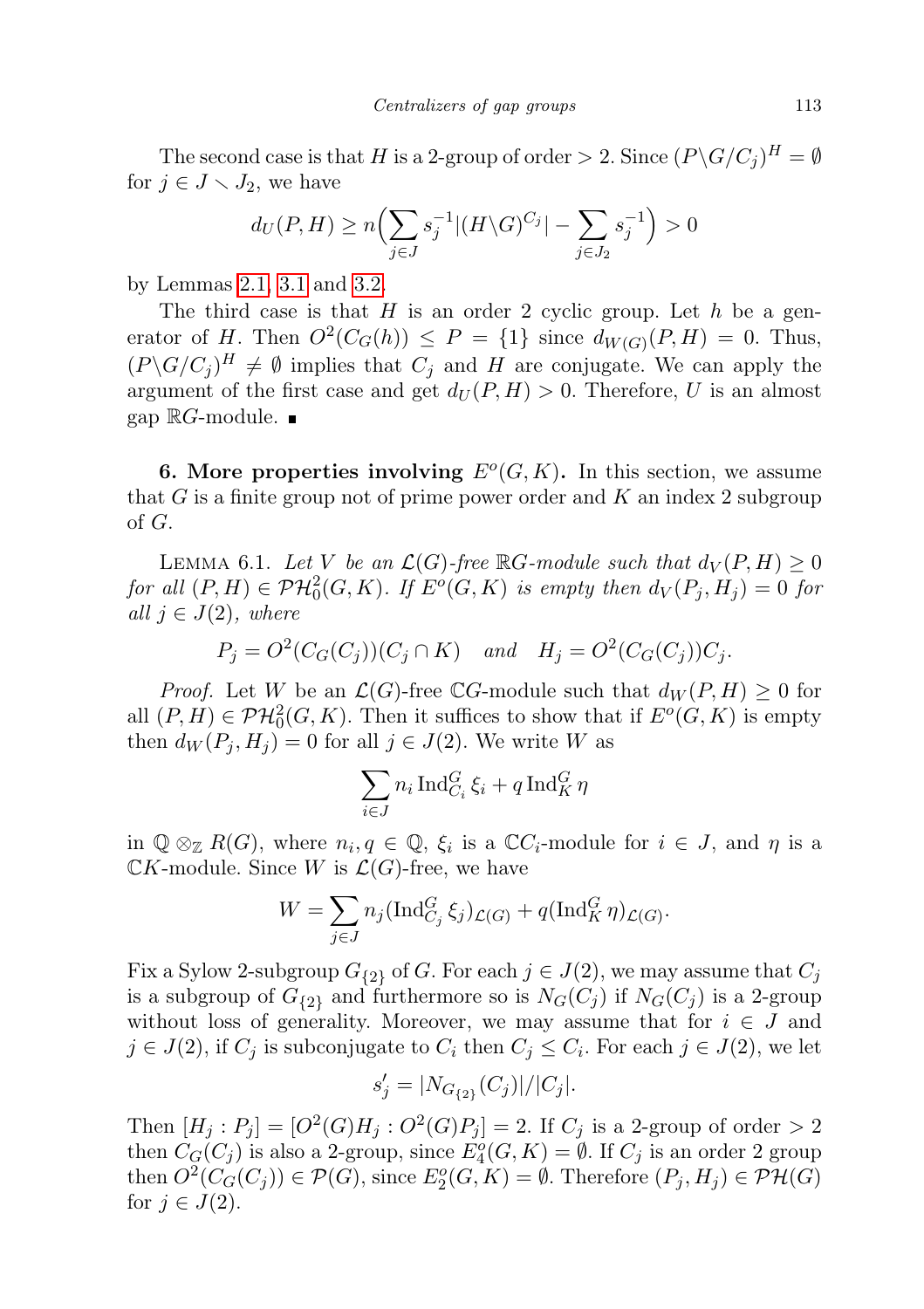The second case is that $H$ is a 2-group of order $> 2$. Since $(P\backslash G/C_j)^H = \emptyset$ for $j \in J \smallsetminus J_2$, we have

$$d_U(P,H) \geq n\Big(\sum_{j\in J} s_j^{-1}|(H\backslash G)^{C_j}| - \sum_{j\in J_2} s_j^{-1}\Big) > 0$$

by Lemmas 2.1, 3.1 and 3.2.

The third case is that $H$ is an order 2 cyclic group. Let $h$ be a generator of $H$. Then $O^2(C_G(h)) \leq P = \{1\}$ since $d_{W(G)}(P,H) = 0$. Thus, $(P\backslash G/C_j)^H \neq \emptyset$ implies that $C_j$ and $H$ are conjugate. We can apply the argument of the first case and get $d_U(P,H) > 0$. Therefore, $U$ is an almost gap $\mathbb{R}G$-module. ∎

**6. More properties involving $E^o(G,K)$.** In this section, we assume that $G$ is a finite group not of prime power order and $K$ an index 2 subgroup of $G$.

Lemma 6.1. *Let $V$ be an $\mathcal{L}(G)$-free $\mathbb{R}G$-module such that $d_V(P,H) \geq 0$ for all $(P,H) \in \mathcal{PH}_0^2(G,K)$. If $E^o(G,K)$ is empty then $d_V(P_j,H_j) = 0$ for all $j \in J(2)$, where*

$$P_j = O^2(C_G(C_j))(C_j \cap K) \quad \textit{and} \quad H_j = O^2(C_G(C_j))C_j.$$

*Proof.* Let $W$ be an $\mathcal{L}(G)$-free $\mathbb{C}G$-module such that $d_W(P,H) \geq 0$ for all $(P,H) \in \mathcal{PH}_0^2(G,K)$. Then it suffices to show that if $E^o(G,K)$ is empty then $d_W(P_j,H_j) = 0$ for all $j \in J(2)$. We write $W$ as

$$\sum_{i\in J} n_i \operatorname{Ind}_{C_i}^G \xi_i + q \operatorname{Ind}_K^G \eta$$

in $\mathbb{Q} \otimes_{\mathbb{Z}} R(G)$, where $n_i, q \in \mathbb{Q}$, $\xi_i$ is a $\mathbb{C}C_i$-module for $i \in J$, and $\eta$ is a $\mathbb{C}K$-module. Since $W$ is $\mathcal{L}(G)$-free, we have

$$W = \sum_{j\in J} n_j (\operatorname{Ind}_{C_j}^G \xi_j)_{\mathcal{L}(G)} + q(\operatorname{Ind}_K^G \eta)_{\mathcal{L}(G)}.$$

Fix a Sylow 2-subgroup $G_{\{2\}}$ of $G$. For each $j \in J(2)$, we may assume that $C_j$ is a subgroup of $G_{\{2\}}$ and furthermore so is $N_G(C_j)$ if $N_G(C_j)$ is a 2-group without loss of generality. Moreover, we may assume that for $i \in J$ and $j \in J(2)$, if $C_j$ is subconjugate to $C_i$ then $C_j \leq C_i$. For each $j \in J(2)$, we let

$$s'_j = |N_{G_{\{2\}}}(C_j)|/|C_j|.$$

Then $[H_j : P_j] = [O^2(G)H_j : O^2(G)P_j] = 2$. If $C_j$ is a 2-group of order $> 2$ then $C_G(C_j)$ is also a 2-group, since $E_4^o(G,K) = \emptyset$. If $C_j$ is an order 2 group then $O^2(C_G(C_j)) \in \mathcal{P}(G)$, since $E_2^o(G,K) = \emptyset$. Therefore $(P_j,H_j) \in \mathcal{PH}(G)$ for $j \in J(2)$.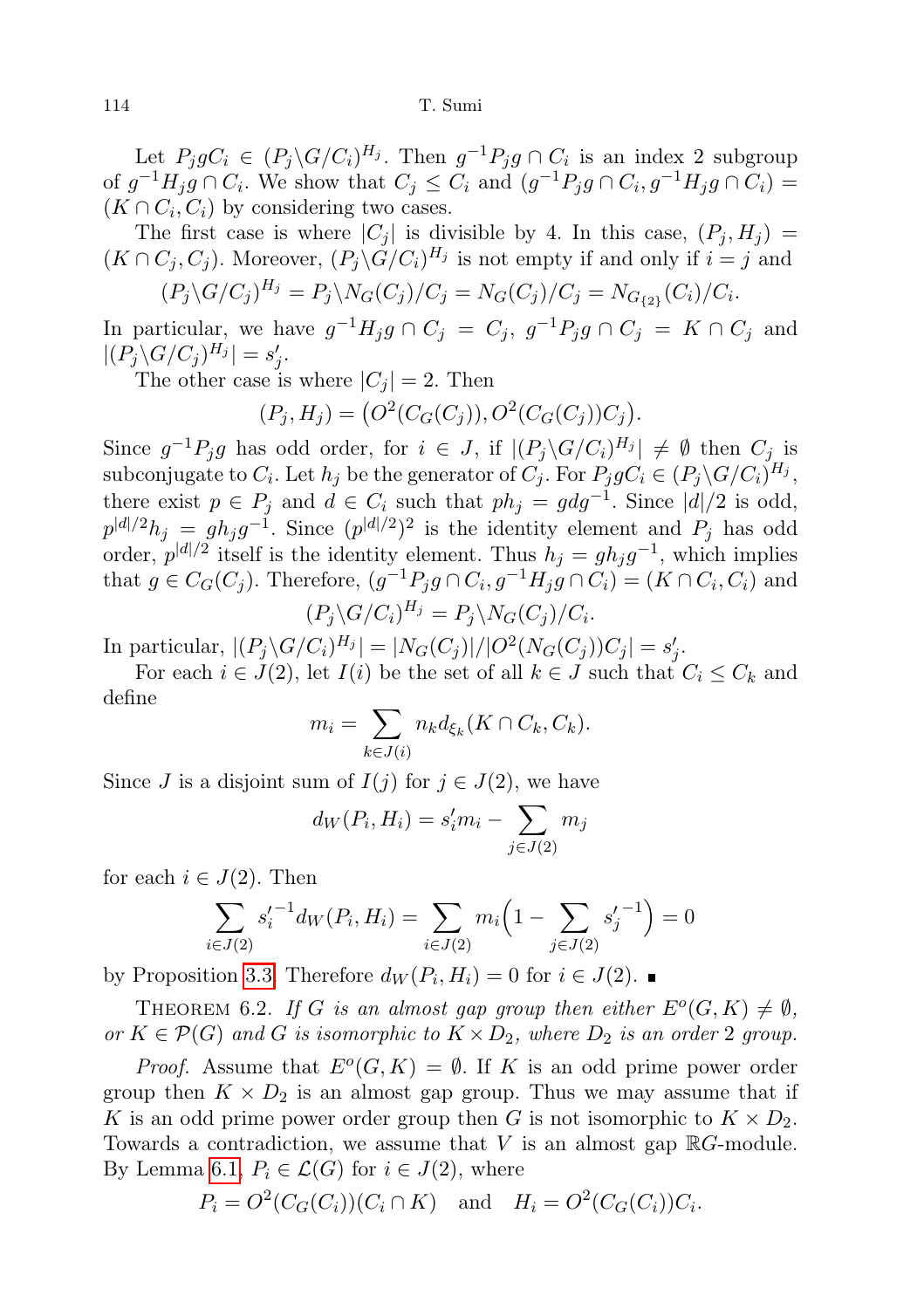Let $P_j gC_i \in (P_j\backslash G/C_i)^{H_j}$. Then $g^{-1}P_jg \cap C_i$ is an index 2 subgroup of $g^{-1}H_jg \cap C_i$. We show that $C_j \le C_i$ and $(g^{-1}P_jg \cap C_i, g^{-1}H_jg \cap C_i) = (K \cap C_i, C_i)$ by considering two cases.

The first case is where $|C_j|$ is divisible by 4. In this case, $(P_j, H_j) = (K \cap C_j, C_j)$. Moreover, $(P_j\backslash G/C_i)^{H_j}$ is not empty if and only if $i = j$ and

$$(P_j\backslash G/C_j)^{H_j} = P_j\backslash N_G(C_j)/C_j = N_G(C_j)/C_j = N_{G_{\{2\}}}(C_i)/C_i.$$

In particular, we have $g^{-1}H_jg \cap C_j = C_j$, $g^{-1}P_jg \cap C_j = K \cap C_j$ and $|(P_j\backslash G/C_j)^{H_j}| = s'_j$.

The other case is where $|C_j| = 2$. Then

$$(P_j, H_j) = \big(O^2(C_G(C_j)), O^2(C_G(C_j))C_j\big).$$

Since $g^{-1}P_jg$ has odd order, for $i \in J$, if $|(P_j\backslash G/C_i)^{H_j}| \neq \emptyset$ then $C_j$ is subconjugate to $C_i$. Let $h_j$ be the generator of $C_j$. For $P_jgC_i \in (P_j\backslash G/C_i)^{H_j}$, there exist $p \in P_j$ and $d \in C_i$ such that $ph_j = gdg^{-1}$. Since $|d|/2$ is odd, $p^{|d|/2}h_j = gh_jg^{-1}$. Since $(p^{|d|/2})^2$ is the identity element and $P_j$ has odd order, $p^{|d|/2}$ itself is the identity element. Thus $h_j = gh_jg^{-1}$, which implies that $g \in C_G(C_j)$. Therefore, $(g^{-1}P_jg \cap C_i, g^{-1}H_jg \cap C_i) = (K \cap C_i, C_i)$ and

$$(P_j\backslash G/C_i)^{H_j} = P_j\backslash N_G(C_j)/C_i.$$

In particular, $|(P_j\backslash G/C_i)^{H_j}| = |N_G(C_j)|/|O^2(N_G(C_j))C_j| = s'_j$.

For each $i \in J(2)$, let $I(i)$ be the set of all $k \in J$ such that $C_i \le C_k$ and define

$$m_i = \sum_{k \in J(i)} n_k d_{\xi_k}(K \cap C_k, C_k).$$

Since $J$ is a disjoint sum of $I(j)$ for $j \in J(2)$, we have

$$d_W(P_i, H_i) = s'_i m_i - \sum_{j \in J(2)} m_j$$

for each $i \in J(2)$. Then

$$\sum_{i \in J(2)} {s'_i}^{-1} d_W(P_i, H_i) = \sum_{i \in J(2)} m_i\Big(1 - \sum_{j \in J(2)} {s'_j}^{-1}\Big) = 0$$

by Proposition 3.3. Therefore $d_W(P_i, H_i) = 0$ for $i \in J(2)$. ∎

THEOREM 6.2. *If $G$ is an almost gap group then either $E^o(G, K) \neq \emptyset$, or $K \in \mathcal{P}(G)$ and $G$ is isomorphic to $K \times D_2$, where $D_2$ is an order 2 group.*

*Proof.* Assume that $E^o(G, K) = \emptyset$. If $K$ is an odd prime power order group then $K \times D_2$ is an almost gap group. Thus we may assume that if $K$ is an odd prime power order group then $G$ is not isomorphic to $K \times D_2$. Towards a contradiction, we assume that $V$ is an almost gap $\mathbb{R}G$-module. By Lemma 6.1, $P_i \in \mathcal{L}(G)$ for $i \in J(2)$, where

$$P_i = O^2(C_G(C_i))(C_i \cap K) \quad \text{and} \quad H_i = O^2(C_G(C_i))C_i.$$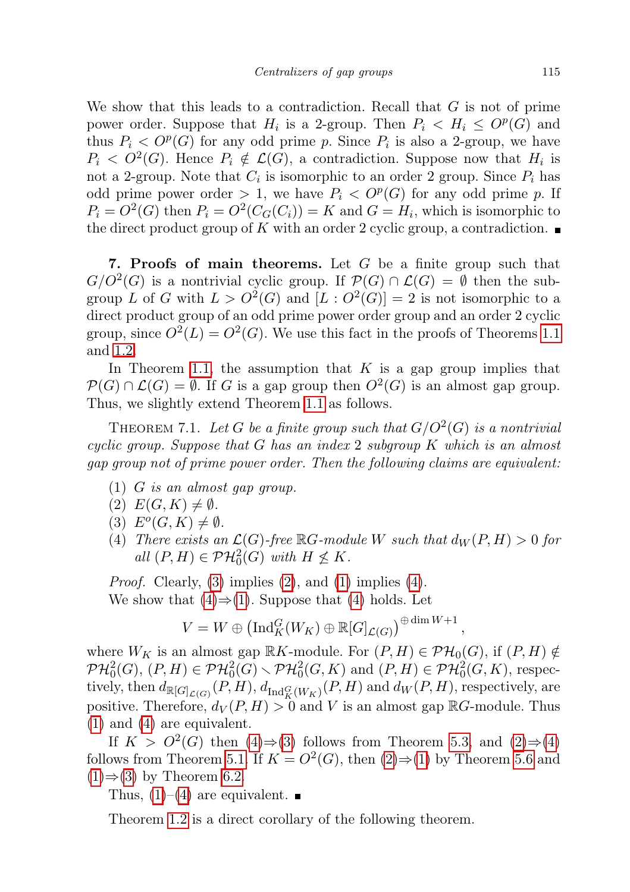We show that this leads to a contradiction. Recall that $G$ is not of prime power order. Suppose that $H_i$ is a 2-group. Then $P_i < H_i \le O^p(G)$ and thus $P_i < O^p(G)$ for any odd prime $p$. Since $P_i$ is also a 2-group, we have $P_i < O^2(G)$. Hence $P_i \notin \mathcal{L}(G)$, a contradiction. Suppose now that $H_i$ is not a 2-group. Note that $C_i$ is isomorphic to an order 2 group. Since $P_i$ has odd prime power order $> 1$, we have $P_i < O^p(G)$ for any odd prime $p$. If $P_i = O^2(G)$ then $P_i = O^2(C_G(C_i)) = K$ and $G = H_i$, which is isomorphic to the direct product group of $K$ with an order 2 cyclic group, a contradiction. ∎

**7. Proofs of main theorems.** Let $G$ be a finite group such that $G/O^2(G)$ is a nontrivial cyclic group. If $\mathcal{P}(G) \cap \mathcal{L}(G) = \emptyset$ then the subgroup $L$ of $G$ with $L > O^2(G)$ and $[L : O^2(G)] = 2$ is not isomorphic to a direct product group of an odd prime power order group and an order 2 cyclic group, since $O^2(L) = O^2(G)$. We use this fact in the proofs of Theorems 1.1 and 1.2.

In Theorem 1.1, the assumption that $K$ is a gap group implies that $\mathcal{P}(G) \cap \mathcal{L}(G) = \emptyset$. If $G$ is a gap group then $O^2(G)$ is an almost gap group. Thus, we slightly extend Theorem 1.1 as follows.

Theorem 7.1. *Let $G$ be a finite group such that $G/O^2(G)$ is a nontrivial cyclic group. Suppose that $G$ has an index 2 subgroup $K$ which is an almost gap group not of prime power order. Then the following claims are equivalent:*

1. *$G$ is an almost gap group.*
2. *$E(G, K) \neq \emptyset$.*
3. *$E^o(G, K) \neq \emptyset$.*
4. *There exists an $\mathcal{L}(G)$-free $\mathbb{R}G$-module $W$ such that $d_W(P, H) > 0$ for all $(P, H) \in \mathcal{PH}_0^2(G)$ with $H \not\le K$.*

*Proof.* Clearly, (3) implies (2), and (1) implies (4).

We show that (4)⇒(1). Suppose that (4) holds. Let

$$V = W \oplus \left(\mathrm{Ind}_K^G(W_K) \oplus \mathbb{R}[G]_{\mathcal{L}(G)}\right)^{\oplus \dim W + 1},$$

where $W_K$ is an almost gap $\mathbb{R}K$-module. For $(P, H) \in \mathcal{PH}_0(G)$, if $(P, H) \notin \mathcal{PH}_0^2(G)$, $(P, H) \in \mathcal{PH}_0^2(G) \smallsetminus \mathcal{PH}_0^2(G, K)$ and $(P, H) \in \mathcal{PH}_0^2(G, K)$, respectively, then $d_{\mathbb{R}[G]_{\mathcal{L}(G)}}(P, H)$, $d_{\mathrm{Ind}_K^G(W_K)}(P, H)$ and $d_W(P, H)$, respectively, are positive. Therefore, $d_V(P, H) > 0$ and $V$ is an almost gap $\mathbb{R}G$-module. Thus (1) and (4) are equivalent.

If $K > O^2(G)$ then (4)⇒(3) follows from Theorem 5.3, and (2)⇒(4) follows from Theorem 5.1. If $K = O^2(G)$, then (2)⇒(1) by Theorem 5.6 and (1)⇒(3) by Theorem 6.2.

Thus, (1)–(4) are equivalent. ∎

Theorem 1.2 is a direct corollary of the following theorem.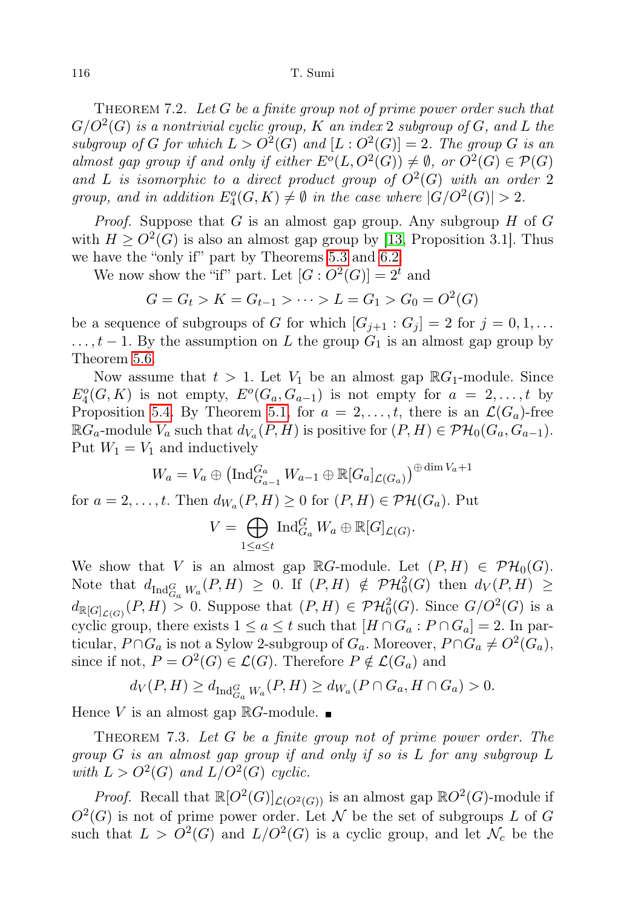THEOREM 7.2. *Let $G$ be a finite group not of prime power order such that $G/O^2(G)$ is a nontrivial cyclic group, $K$ an index 2 subgroup of $G$, and $L$ the subgroup of $G$ for which $L > O^2(G)$ and $[L : O^2(G)] = 2$. The group $G$ is an almost gap group if and only if either $E^o(L, O^2(G)) \neq \emptyset$, or $O^2(G) \in \mathcal{P}(G)$ and $L$ is isomorphic to a direct product group of $O^2(G)$ with an order 2 group, and in addition $E^o_4(G, K) \neq \emptyset$ in the case where $|G/O^2(G)| > 2$.*

*Proof.* Suppose that $G$ is an almost gap group. Any subgroup $H$ of $G$ with $H \geq O^2(G)$ is also an almost gap group by [13, Proposition 3.1]. Thus we have the "only if" part by Theorems 5.3 and 6.2.

We now show the "if" part. Let $[G : O^2(G)] = 2^t$ and

$$G = G_t > K = G_{t-1} > \cdots > L = G_1 > G_0 = O^2(G)$$

be a sequence of subgroups of $G$ for which $[G_{j+1} : G_j] = 2$ for $j = 0, 1, \ldots, t-1$. By the assumption on $L$ the group $G_1$ is an almost gap group by Theorem 5.6.

Now assume that $t > 1$. Let $V_1$ be an almost gap $\mathbb{R}G_1$-module. Since $E^o_4(G, K)$ is not empty, $E^o(G_a, G_{a-1})$ is not empty for $a = 2, \ldots, t$ by Proposition 5.4. By Theorem 5.1, for $a = 2, \ldots, t$, there is an $\mathcal{L}(G_a)$-free $\mathbb{R}G_a$-module $V_a$ such that $d_{V_a}(P, H)$ is positive for $(P, H) \in \mathcal{PH}_0(G_a, G_{a-1})$. Put $W_1 = V_1$ and inductively

$$W_a = V_a \oplus \left(\mathrm{Ind}_{G_{a-1}}^{G_a} W_{a-1} \oplus \mathbb{R}[G_a]_{\mathcal{L}(G_a)}\right)^{\oplus \dim V_a + 1}$$

for $a = 2, \ldots, t$. Then $d_{W_a}(P, H) \geq 0$ for $(P, H) \in \mathcal{PH}(G_a)$. Put

$$V = \bigoplus_{1 \leq a \leq t} \mathrm{Ind}_{G_a}^{G} W_a \oplus \mathbb{R}[G]_{\mathcal{L}(G)}.$$

We show that $V$ is an almost gap $\mathbb{R}G$-module. Let $(P, H) \in \mathcal{PH}_0(G)$. Note that $d_{\mathrm{Ind}_{G_a}^{G} W_a}(P, H) \geq 0$. If $(P, H) \notin \mathcal{PH}_0^2(G)$ then $d_V(P, H) \geq d_{\mathbb{R}[G]_{\mathcal{L}(G)}}(P, H) > 0$. Suppose that $(P, H) \in \mathcal{PH}_0^2(G)$. Since $G/O^2(G)$ is a cyclic group, there exists $1 \leq a \leq t$ such that $[H \cap G_a : P \cap G_a] = 2$. In particular, $P \cap G_a$ is not a Sylow 2-subgroup of $G_a$. Moreover, $P \cap G_a \neq O^2(G_a)$, since if not, $P = O^2(G) \in \mathcal{L}(G)$. Therefore $P \notin \mathcal{L}(G_a)$ and

$$d_V(P, H) \geq d_{\mathrm{Ind}_{G_a}^{G} W_a}(P, H) \geq d_{W_a}(P \cap G_a, H \cap G_a) > 0.$$

Hence $V$ is an almost gap $\mathbb{R}G$-module. ∎

THEOREM 7.3. *Let $G$ be a finite group not of prime power order. The group $G$ is an almost gap group if and only if so is $L$ for any subgroup $L$ with $L > O^2(G)$ and $L/O^2(G)$ cyclic.*

*Proof.* Recall that $\mathbb{R}[O^2(G)]_{\mathcal{L}(O^2(G))}$ is an almost gap $\mathbb{R}O^2(G)$-module if $O^2(G)$ is not of prime power order. Let $\mathcal{N}$ be the set of subgroups $L$ of $G$ such that $L > O^2(G)$ and $L/O^2(G)$ is a cyclic group, and let $\mathcal{N}_c$ be the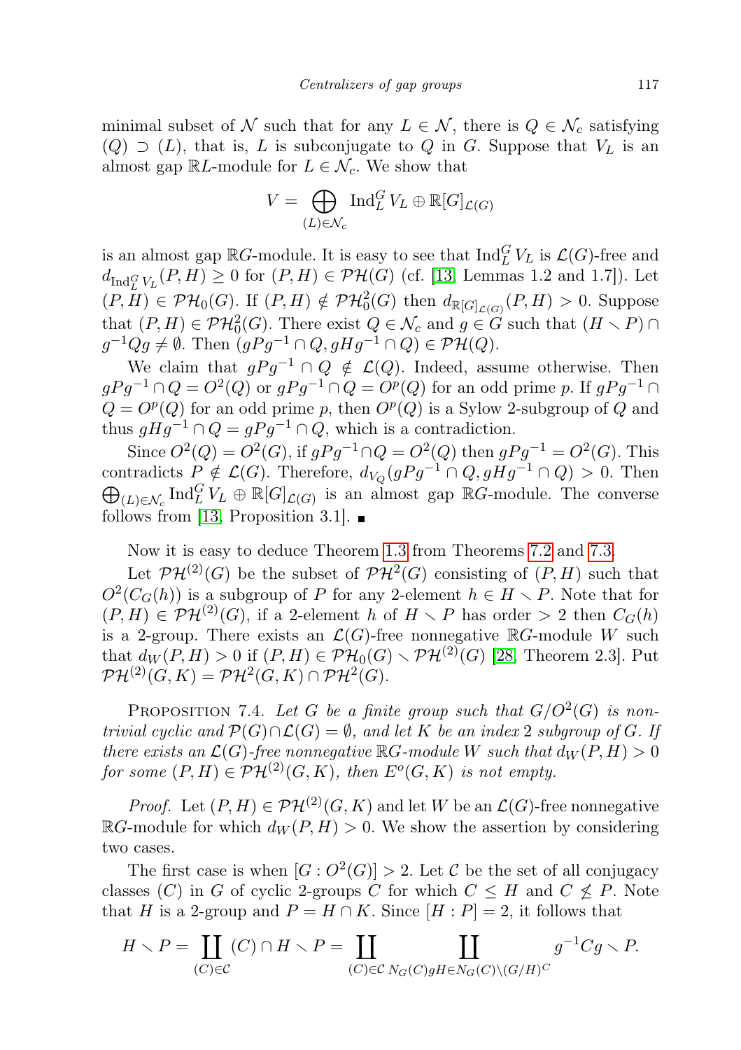minimal subset of $\mathcal{N}$ such that for any $L \in \mathcal{N}$, there is $Q \in \mathcal{N}_c$ satisfying $(Q) \supset (L)$, that is, $L$ is subconjugate to $Q$ in $G$. Suppose that $V_L$ is an almost gap $\mathbb{R}L$-module for $L \in \mathcal{N}_c$. We show that

$$V = \bigoplus_{(L) \in \mathcal{N}_c} \operatorname{Ind}_L^G V_L \oplus \mathbb{R}[G]_{\mathcal{L}(G)}$$

is an almost gap $\mathbb{R}G$-module. It is easy to see that $\operatorname{Ind}_L^G V_L$ is $\mathcal{L}(G)$-free and $d_{\operatorname{Ind}_L^G V_L}(P, H) \geq 0$ for $(P, H) \in \mathcal{PH}(G)$ (cf. [13, Lemmas 1.2 and 1.7]). Let $(P, H) \in \mathcal{PH}_0(G)$. If $(P, H) \notin \mathcal{PH}_0^2(G)$ then $d_{\mathbb{R}[G]_{\mathcal{L}(G)}}(P, H) > 0$. Suppose that $(P, H) \in \mathcal{PH}_0^2(G)$. There exist $Q \in \mathcal{N}_c$ and $g \in G$ such that $(H \smallsetminus P) \cap g^{-1}Qg \neq \emptyset$. Then $(gPg^{-1} \cap Q, gHg^{-1} \cap Q) \in \mathcal{PH}(Q)$.

We claim that $gPg^{-1} \cap Q \notin \mathcal{L}(Q)$. Indeed, assume otherwise. Then $gPg^{-1} \cap Q = O^2(Q)$ or $gPg^{-1} \cap Q = O^p(Q)$ for an odd prime $p$. If $gPg^{-1} \cap Q = O^p(Q)$ for an odd prime $p$, then $O^p(Q)$ is a Sylow 2-subgroup of $Q$ and thus $gHg^{-1} \cap Q = gPg^{-1} \cap Q$, which is a contradiction.

Since $O^2(Q) = O^2(G)$, if $gPg^{-1} \cap Q = O^2(Q)$ then $gPg^{-1} = O^2(G)$. This contradicts $P \notin \mathcal{L}(G)$. Therefore, $d_{V_Q}(gPg^{-1} \cap Q, gHg^{-1} \cap Q) > 0$. Then $\bigoplus_{(L) \in \mathcal{N}_c} \operatorname{Ind}_L^G V_L \oplus \mathbb{R}[G]_{\mathcal{L}(G)}$ is an almost gap $\mathbb{R}G$-module. The converse follows from [13, Proposition 3.1]. ∎

Now it is easy to deduce Theorem 1.3 from Theorems 7.2 and 7.3.

Let $\mathcal{PH}^{(2)}(G)$ be the subset of $\mathcal{PH}^2(G)$ consisting of $(P, H)$ such that $O^2(C_G(h))$ is a subgroup of $P$ for any 2-element $h \in H \smallsetminus P$. Note that for $(P, H) \in \mathcal{PH}^{(2)}(G)$, if a 2-element $h$ of $H \smallsetminus P$ has order $> 2$ then $C_G(h)$ is a 2-group. There exists an $\mathcal{L}(G)$-free nonnegative $\mathbb{R}G$-module $W$ such that $d_W(P, H) > 0$ if $(P, H) \in \mathcal{PH}_0(G) \smallsetminus \mathcal{PH}^{(2)}(G)$ [28, Theorem 2.3]. Put $\mathcal{PH}^{(2)}(G, K) = \mathcal{PH}^2(G, K) \cap \mathcal{PH}^2(G)$.

Proposition 7.4. *Let $G$ be a finite group such that $G/O^2(G)$ is nontrivial cyclic and $\mathcal{P}(G) \cap \mathcal{L}(G) = \emptyset$, and let $K$ be an index 2 subgroup of $G$. If there exists an $\mathcal{L}(G)$-free nonnegative $\mathbb{R}G$-module $W$ such that $d_W(P, H) > 0$ for some $(P, H) \in \mathcal{PH}^{(2)}(G, K)$, then $E^o(G, K)$ is not empty.*

*Proof.* Let $(P, H) \in \mathcal{PH}^{(2)}(G, K)$ and let $W$ be an $\mathcal{L}(G)$-free nonnegative $\mathbb{R}G$-module for which $d_W(P, H) > 0$. We show the assertion by considering two cases.

The first case is when $[G : O^2(G)] > 2$. Let $\mathcal{C}$ be the set of all conjugacy classes $(C)$ in $G$ of cyclic 2-groups $C$ for which $C \leq H$ and $C \not\leq P$. Note that $H$ is a 2-group and $P = H \cap K$. Since $[H : P] = 2$, it follows that

$$H \smallsetminus P = \coprod_{(C) \in \mathcal{C}} (C) \cap H \smallsetminus P = \coprod_{(C) \in \mathcal{C}} \coprod_{N_G(C)gH \in N_G(C) \backslash (G/H)^C} g^{-1}Cg \smallsetminus P.$$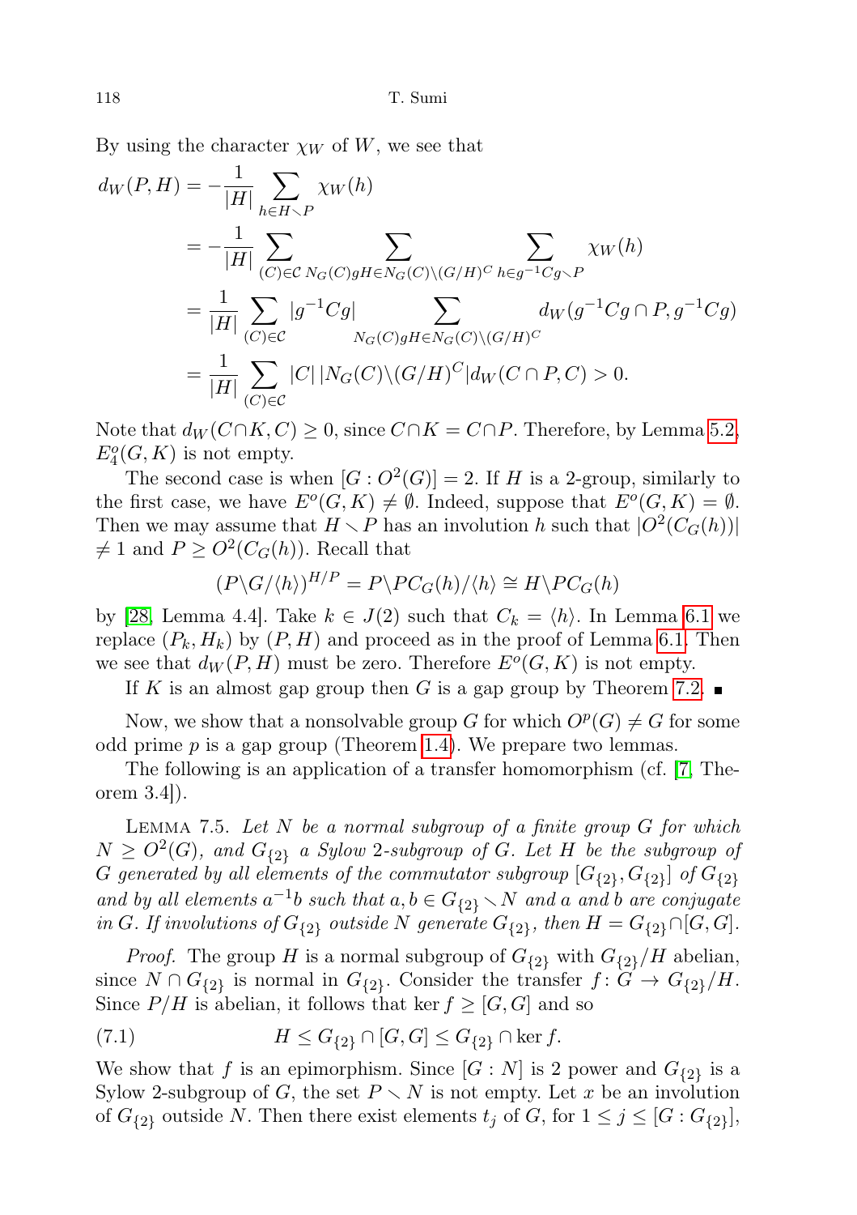By using the character $\chi_W$ of $W$, we see that

$$
\begin{aligned}
d_W(P,H) &= -\frac{1}{|H|}\sum_{h\in H\smallsetminus P}\chi_W(h)\\
&= -\frac{1}{|H|}\sum_{(C)\in\mathcal{C}}\ \sum_{N_G(C)gH\in N_G(C)\backslash (G/H)^C}\ \sum_{h\in g^{-1}Cg\smallsetminus P}\chi_W(h)\\
&= \frac{1}{|H|}\sum_{(C)\in\mathcal{C}}|g^{-1}Cg|\sum_{N_G(C)gH\in N_G(C)\backslash (G/H)^C} d_W(g^{-1}Cg\cap P, g^{-1}Cg)\\
&= \frac{1}{|H|}\sum_{(C)\in\mathcal{C}}|C|\,|N_G(C)\backslash (G/H)^C| d_W(C\cap P, C) > 0.
\end{aligned}
$$

Note that $d_W(C\cap K, C)\geq 0$, since $C\cap K = C\cap P$. Therefore, by Lemma 5.2, $E_4^o(G,K)$ is not empty.

The second case is when $[G:O^2(G)]=2$. If $H$ is a 2-group, similarly to the first case, we have $E^o(G,K)\neq\emptyset$. Indeed, suppose that $E^o(G,K)=\emptyset$. Then we may assume that $H\smallsetminus P$ has an involution $h$ such that $|O^2(C_G(h))|\neq 1$ and $P\geq O^2(C_G(h))$. Recall that

$$(P\backslash G/\langle h\rangle)^{H/P} = P\backslash PC_G(h)/\langle h\rangle \cong H\backslash PC_G(h)$$

by [28, Lemma 4.4]. Take $k\in J(2)$ such that $C_k=\langle h\rangle$. In Lemma 6.1 we replace $(P_k,H_k)$ by $(P,H)$ and proceed as in the proof of Lemma 6.1. Then we see that $d_W(P,H)$ must be zero. Therefore $E^o(G,K)$ is not empty.

If $K$ is an almost gap group then $G$ is a gap group by Theorem 7.2. ∎

Now, we show that a nonsolvable group $G$ for which $O^p(G)\neq G$ for some odd prime $p$ is a gap group (Theorem 1.4). We prepare two lemmas.

The following is an application of a transfer homomorphism (cf. [7, Theorem 3.4]).

Lemma 7.5. *Let $N$ be a normal subgroup of a finite group $G$ for which $N\geq O^2(G)$, and $G_{\{2\}}$ a Sylow 2-subgroup of $G$. Let $H$ be the subgroup of $G$ generated by all elements of the commutator subgroup $[G_{\{2\}},G_{\{2\}}]$ of $G_{\{2\}}$ and by all elements $a^{-1}b$ such that $a,b\in G_{\{2\}}\smallsetminus N$ and $a$ and $b$ are conjugate in $G$. If involutions of $G_{\{2\}}$ outside $N$ generate $G_{\{2\}}$, then $H=G_{\{2\}}\cap[G,G]$.*

*Proof.* The group $H$ is a normal subgroup of $G_{\{2\}}$ with $G_{\{2\}}/H$ abelian, since $N\cap G_{\{2\}}$ is normal in $G_{\{2\}}$. Consider the transfer $f\colon G\to G_{\{2\}}/H$. Since $P/H$ is abelian, it follows that $\ker f\geq [G,G]$ and so

$$H\leq G_{\{2\}}\cap[G,G]\leq G_{\{2\}}\cap\ker f. \tag{7.1}$$

We show that $f$ is an epimorphism. Since $[G:N]$ is 2 power and $G_{\{2\}}$ is a Sylow 2-subgroup of $G$, the set $P\smallsetminus N$ is not empty. Let $x$ be an involution of $G_{\{2\}}$ outside $N$. Then there exist elements $t_j$ of $G$, for $1\leq j\leq [G:G_{\{2\}}]$,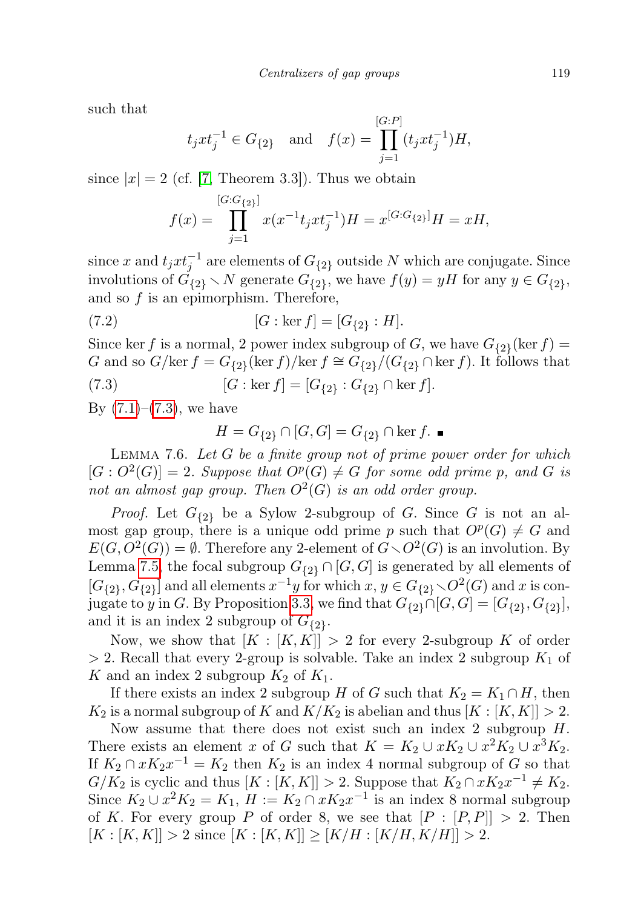such that

$$t_j x t_j^{-1} \in G_{\{2\}} \quad \text{and} \quad f(x) = \prod_{j=1}^{[G:P]} (t_j x t_j^{-1})H,$$

since $|x| = 2$ (cf. [7, Theorem 3.3]). Thus we obtain

$$f(x) = \prod_{j=1}^{[G:G_{\{2\}}]} x(x^{-1} t_j x t_j^{-1})H = x^{[G:G_{\{2\}}]}H = xH,$$

since $x$ and $t_j x t_j^{-1}$ are elements of $G_{\{2\}}$ outside $N$ which are conjugate. Since involutions of $G_{\{2\}} \smallsetminus N$ generate $G_{\{2\}}$, we have $f(y) = yH$ for any $y \in G_{\{2\}}$, and so $f$ is an epimorphism. Therefore,

$$[G : \ker f] = [G_{\{2\}} : H]. \tag{7.2}$$

Since $\ker f$ is a normal, 2 power index subgroup of $G$, we have $G_{\{2\}}(\ker f) = G$ and so $G/\ker f = G_{\{2\}}(\ker f)/\ker f \cong G_{\{2\}}/(G_{\{2\}} \cap \ker f)$. It follows that

$$[G : \ker f] = [G_{\{2\}} : G_{\{2\}} \cap \ker f]. \tag{7.3}$$

By (7.1)–(7.3), we have

$$H = G_{\{2\}} \cap [G, G] = G_{\{2\}} \cap \ker f. \ \blacksquare$$

Lemma 7.6. *Let $G$ be a finite group not of prime power order for which $[G : O^2(G)] = 2$. Suppose that $O^p(G) \neq G$ for some odd prime $p$, and $G$ is not an almost gap group. Then $O^2(G)$ is an odd order group.*

*Proof.* Let $G_{\{2\}}$ be a Sylow 2-subgroup of $G$. Since $G$ is not an almost gap group, there is a unique odd prime $p$ such that $O^p(G) \neq G$ and $E(G, O^2(G)) = \emptyset$. Therefore any 2-element of $G \smallsetminus O^2(G)$ is an involution. By Lemma 7.5, the focal subgroup $G_{\{2\}} \cap [G, G]$ is generated by all elements of $[G_{\{2\}}, G_{\{2\}}]$ and all elements $x^{-1}y$ for which $x, y \in G_{\{2\}} \smallsetminus O^2(G)$ and $x$ is conjugate to $y$ in $G$. By Proposition 3.3, we find that $G_{\{2\}} \cap [G, G] = [G_{\{2\}}, G_{\{2\}}]$, and it is an index 2 subgroup of $G_{\{2\}}$.

Now, we show that $[K : [K, K]] > 2$ for every 2-subgroup $K$ of order $> 2$. Recall that every 2-group is solvable. Take an index 2 subgroup $K_1$ of $K$ and an index 2 subgroup $K_2$ of $K_1$.

If there exists an index 2 subgroup $H$ of $G$ such that $K_2 = K_1 \cap H$, then $K_2$ is a normal subgroup of $K$ and $K/K_2$ is abelian and thus $[K : [K, K]] > 2$.

Now assume that there does not exist such an index 2 subgroup $H$. There exists an element $x$ of $G$ such that $K = K_2 \cup xK_2 \cup x^2K_2 \cup x^3K_2$. If $K_2 \cap xK_2x^{-1} = K_2$ then $K_2$ is an index 4 normal subgroup of $G$ so that $G/K_2$ is cyclic and thus $[K : [K, K]] > 2$. Suppose that $K_2 \cap xK_2x^{-1} \neq K_2$. Since $K_2 \cup x^2K_2 = K_1$, $H := K_2 \cap xK_2x^{-1}$ is an index 8 normal subgroup of $K$. For every group $P$ of order 8, we see that $[P : [P, P]] > 2$. Then $[K : [K, K]] > 2$ since $[K : [K, K]] \geq [K/H : [K/H, K/H]] > 2$.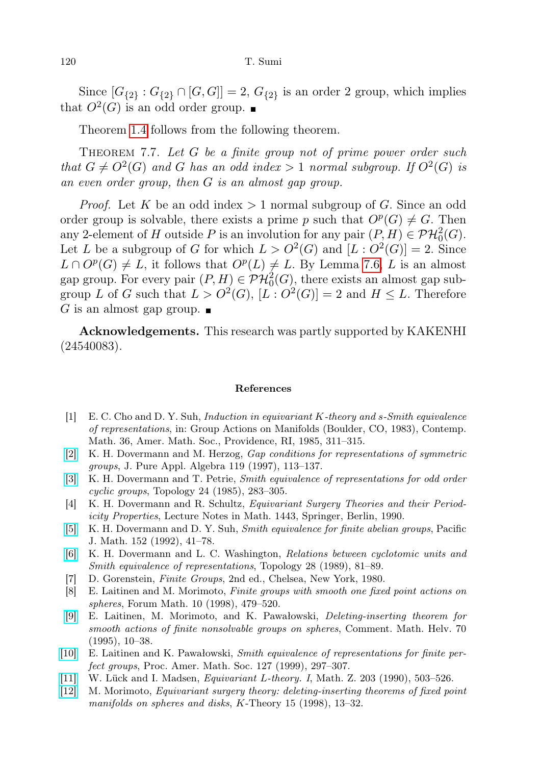Since $[G_{\{2\}} : G_{\{2\}} \cap [G, G]] = 2$, $G_{\{2\}}$ is an order 2 group, which implies that $O^2(G)$ is an odd order group. ∎

Theorem 1.4 follows from the following theorem.

THEOREM 7.7. *Let $G$ be a finite group not of prime power order such that $G \neq O^2(G)$ and $G$ has an odd index $> 1$ normal subgroup. If $O^2(G)$ is an even order group, then $G$ is an almost gap group.*

*Proof.* Let $K$ be the odd index $> 1$ normal subgroup of $G$. Since an odd order group is solvable, there exists a prime $p$ such that $O^p(G) \neq G$. Then any 2-element of $H$ outside $P$ is an involution for any pair $(P, H) \in \mathcal{PH}_0^2(G)$. Let $L$ be a subgroup of $G$ for which $L > O^2(G)$ and $[L : O^2(G)] = 2$. Since $L \cap O^p(G) \neq L$, it follows that $O^p(L) \neq L$. By Lemma 7.6, $L$ is an almost gap group. For every pair $(P, H) \in \mathcal{PH}_0^2(G)$, there exists an almost gap subgroup $L$ of $G$ such that $L > O^2(G)$, $[L : O^2(G)] = 2$ and $H \leq L$. Therefore $G$ is an almost gap group. ∎

**Acknowledgements.** This research was partly supported by KAKENHI (24540083).

## References

[1] E. C. Cho and D. Y. Suh, *Induction in equivariant K-theory and s-Smith equivalence of representations*, in: Group Actions on Manifolds (Boulder, CO, 1983), Contemp. Math. 36, Amer. Math. Soc., Providence, RI, 1985, 311–315.

[2] K. H. Dovermann and M. Herzog, *Gap conditions for representations of symmetric groups*, J. Pure Appl. Algebra 119 (1997), 113–137.

[3] K. H. Dovermann and T. Petrie, *Smith equivalence of representations for odd order cyclic groups*, Topology 24 (1985), 283–305.

[4] K. H. Dovermann and R. Schultz, *Equivariant Surgery Theories and their Periodicity Properties*, Lecture Notes in Math. 1443, Springer, Berlin, 1990.

[5] K. H. Dovermann and D. Y. Suh, *Smith equivalence for finite abelian groups*, Pacific J. Math. 152 (1992), 41–78.

[6] K. H. Dovermann and L. C. Washington, *Relations between cyclotomic units and Smith equivalence of representations*, Topology 28 (1989), 81–89.

[7] D. Gorenstein, *Finite Groups*, 2nd ed., Chelsea, New York, 1980.

[8] E. Laitinen and M. Morimoto, *Finite groups with smooth one fixed point actions on spheres*, Forum Math. 10 (1998), 479–520.

[9] E. Laitinen, M. Morimoto, and K. Pawałowski, *Deleting-inserting theorem for smooth actions of finite nonsolvable groups on spheres*, Comment. Math. Helv. 70 (1995), 10–38.

[10] E. Laitinen and K. Pawałowski, *Smith equivalence of representations for finite perfect groups*, Proc. Amer. Math. Soc. 127 (1999), 297–307.

[11] W. Lück and I. Madsen, *Equivariant L-theory. I*, Math. Z. 203 (1990), 503–526.

[12] M. Morimoto, *Equivariant surgery theory: deleting-inserting theorems of fixed point manifolds on spheres and disks*, K-Theory 15 (1998), 13–32.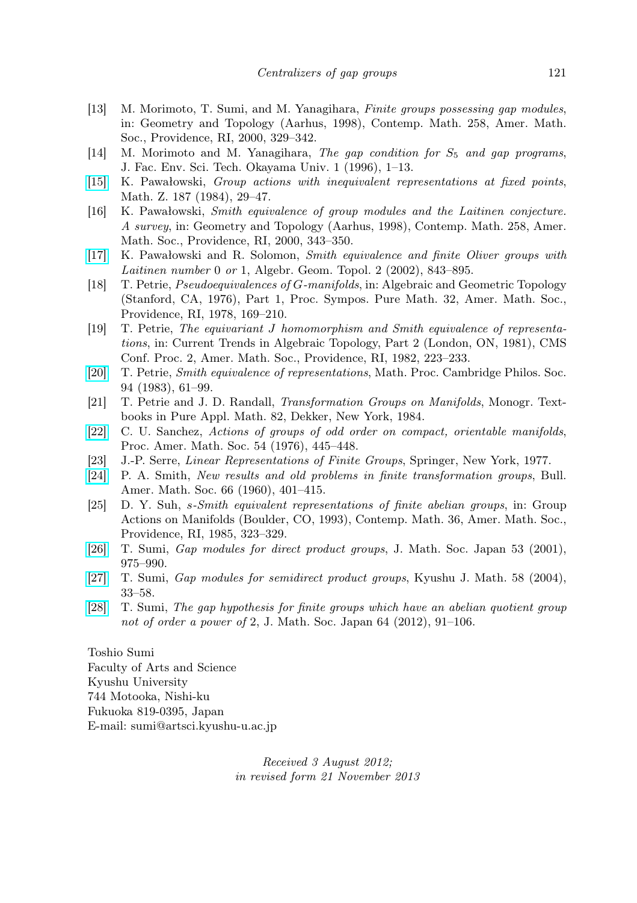[13] M. Morimoto, T. Sumi, and M. Yanagihara, *Finite groups possessing gap modules*, in: Geometry and Topology (Aarhus, 1998), Contemp. Math. 258, Amer. Math. Soc., Providence, RI, 2000, 329–342.

[14] M. Morimoto and M. Yanagihara, *The gap condition for $S_5$ and gap programs*, J. Fac. Env. Sci. Tech. Okayama Univ. 1 (1996), 1–13.

[15] K. Pawałowski, *Group actions with inequivalent representations at fixed points*, Math. Z. 187 (1984), 29–47.

[16] K. Pawałowski, *Smith equivalence of group modules and the Laitinen conjecture. A survey*, in: Geometry and Topology (Aarhus, 1998), Contemp. Math. 258, Amer. Math. Soc., Providence, RI, 2000, 343–350.

[17] K. Pawałowski and R. Solomon, *Smith equivalence and finite Oliver groups with Laitinen number* 0 *or* 1, Algebr. Geom. Topol. 2 (2002), 843–895.

[18] T. Petrie, *Pseudoequivalences of G-manifolds*, in: Algebraic and Geometric Topology (Stanford, CA, 1976), Part 1, Proc. Sympos. Pure Math. 32, Amer. Math. Soc., Providence, RI, 1978, 169–210.

[19] T. Petrie, *The equivariant J homomorphism and Smith equivalence of representations*, in: Current Trends in Algebraic Topology, Part 2 (London, ON, 1981), CMS Conf. Proc. 2, Amer. Math. Soc., Providence, RI, 1982, 223–233.

[20] T. Petrie, *Smith equivalence of representations*, Math. Proc. Cambridge Philos. Soc. 94 (1983), 61–99.

[21] T. Petrie and J. D. Randall, *Transformation Groups on Manifolds*, Monogr. Textbooks in Pure Appl. Math. 82, Dekker, New York, 1984.

[22] C. U. Sanchez, *Actions of groups of odd order on compact, orientable manifolds*, Proc. Amer. Math. Soc. 54 (1976), 445–448.

[23] J.-P. Serre, *Linear Representations of Finite Groups*, Springer, New York, 1977.

[24] P. A. Smith, *New results and old problems in finite transformation groups*, Bull. Amer. Math. Soc. 66 (1960), 401–415.

[25] D. Y. Suh, *s-Smith equivalent representations of finite abelian groups*, in: Group Actions on Manifolds (Boulder, CO, 1993), Contemp. Math. 36, Amer. Math. Soc., Providence, RI, 1985, 323–329.

[26] T. Sumi, *Gap modules for direct product groups*, J. Math. Soc. Japan 53 (2001), 975–990.

[27] T. Sumi, *Gap modules for semidirect product groups*, Kyushu J. Math. 58 (2004), 33–58.

[28] T. Sumi, *The gap hypothesis for finite groups which have an abelian quotient group not of order a power of* 2, J. Math. Soc. Japan 64 (2012), 91–106.

Toshio Sumi
Faculty of Arts and Science
Kyushu University
744 Motooka, Nishi-ku
Fukuoka 819-0395, Japan
E-mail: sumi@artsci.kyushu-u.ac.jp

*Received 3 August 2012;*
*in revised form 21 November 2013*